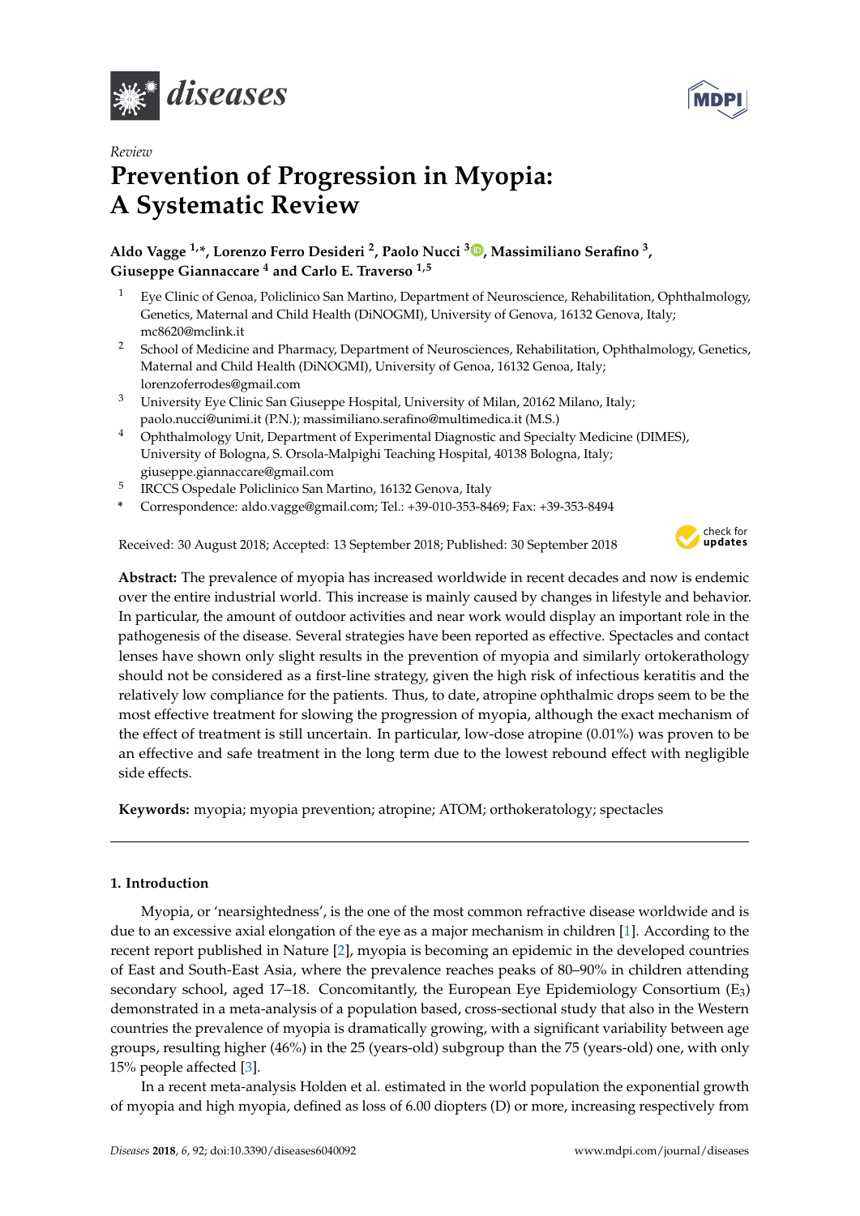*Review*

# Prevention of Progression in Myopia: A Systematic Review

**Aldo Vagge [1,*], Lorenzo Ferro Desideri [2], Paolo Nucci [3], Massimiliano Serafino [3], Giuseppe Giannaccare [4] and Carlo E. Traverso [1,5]**

1. Eye Clinic of Genoa, Policlinico San Martino, Department of Neuroscience, Rehabilitation, Ophthalmology, Genetics, Maternal and Child Health (DiNOGMI), University of Genova, 16132 Genova, Italy; mc8620@mclink.it
2. School of Medicine and Pharmacy, Department of Neurosciences, Rehabilitation, Ophthalmology, Genetics, Maternal and Child Health (DiNOGMI), University of Genoa, 16132 Genoa, Italy; lorenzoferrodes@gmail.com
3. University Eye Clinic San Giuseppe Hospital, University of Milan, 20162 Milano, Italy; paolo.nucci@unimi.it (P.N.); massimiliano.serafino@multimedica.it (M.S.)
4. Ophthalmology Unit, Department of Experimental Diagnostic and Specialty Medicine (DIMES), University of Bologna, S. Orsola-Malpighi Teaching Hospital, 40138 Bologna, Italy; giuseppe.giannaccare@gmail.com
5. IRCCS Ospedale Policlinico San Martino, 16132 Genova, Italy

\* Correspondence: aldo.vagge@gmail.com; Tel.: +39-010-353-8469; Fax: +39-353-8494

Received: 30 August 2018; Accepted: 13 September 2018; Published: 30 September 2018

**Abstract:** The prevalence of myopia has increased worldwide in recent decades and now is endemic over the entire industrial world. This increase is mainly caused by changes in lifestyle and behavior. In particular, the amount of outdoor activities and near work would display an important role in the pathogenesis of the disease. Several strategies have been reported as effective. Spectacles and contact lenses have shown only slight results in the prevention of myopia and similarly ortokerathology should not be considered as a first-line strategy, given the high risk of infectious keratitis and the relatively low compliance for the patients. Thus, to date, atropine ophthalmic drops seem to be the most effective treatment for slowing the progression of myopia, although the exact mechanism of the effect of treatment is still uncertain. In particular, low-dose atropine (0.01%) was proven to be an effective and safe treatment in the long term due to the lowest rebound effect with negligible side effects.

**Keywords:** myopia; myopia prevention; atropine; ATOM; orthokeratology; spectacles

## 1. Introduction

Myopia, or 'nearsightedness', is the one of the most common refractive disease worldwide and is due to an excessive axial elongation of the eye as a major mechanism in children [1]. According to the recent report published in Nature [2], myopia is becoming an epidemic in the developed countries of East and South-East Asia, where the prevalence reaches peaks of 80–90% in children attending secondary school, aged 17–18. Concomitantly, the European Eye Epidemiology Consortium ($E_3$) demonstrated in a meta-analysis of a population based, cross-sectional study that also in the Western countries the prevalence of myopia is dramatically growing, with a significant variability between age groups, resulting higher (46%) in the 25 (years-old) subgroup than the 75 (years-old) one, with only 15% people affected [3].

In a recent meta-analysis Holden et al. estimated in the world population the exponential growth of myopia and high myopia, defined as loss of 6.00 diopters (D) or more, increasing respectively from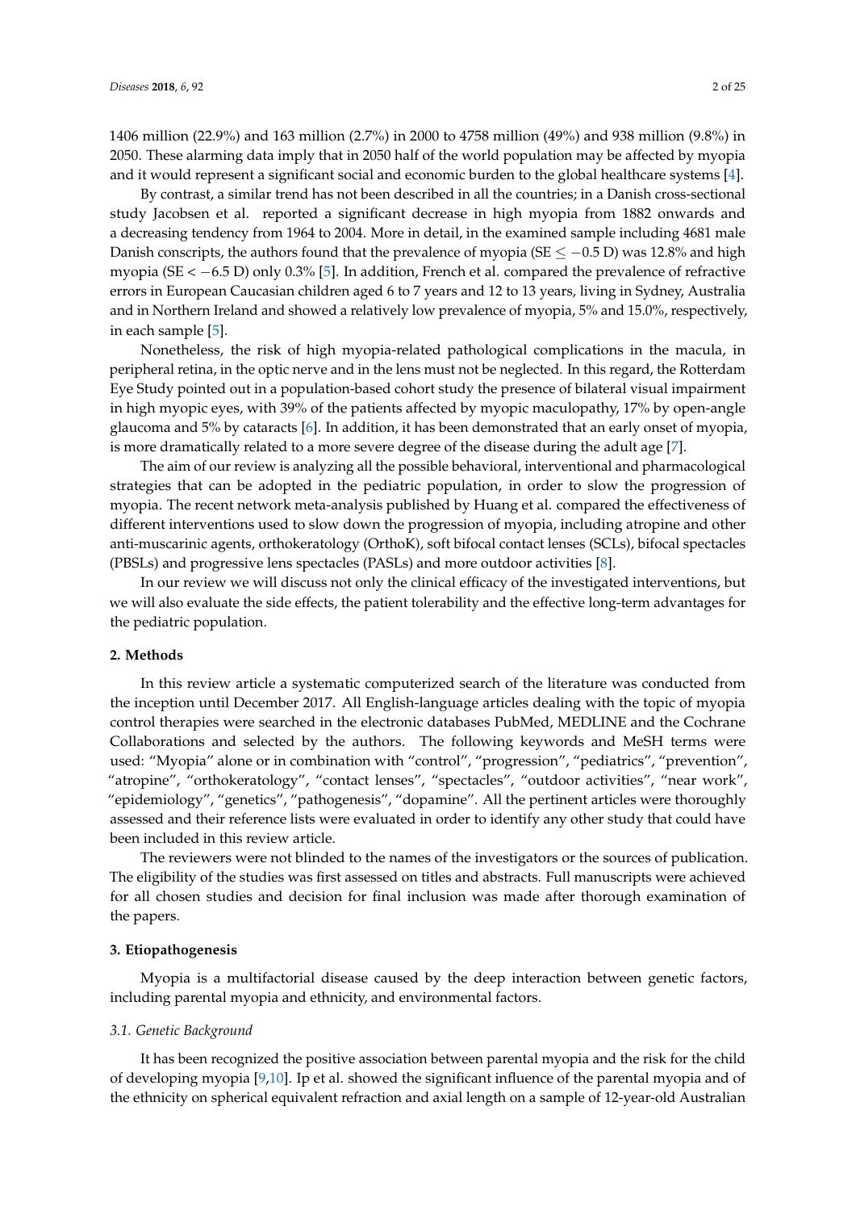1406 million (22.9%) and 163 million (2.7%) in 2000 to 4758 million (49%) and 938 million (9.8%) in 2050. These alarming data imply that in 2050 half of the world population may be affected by myopia and it would represent a significant social and economic burden to the global healthcare systems [4].

By contrast, a similar trend has not been described in all the countries; in a Danish cross-sectional study Jacobsen et al. reported a significant decrease in high myopia from 1882 onwards and a decreasing tendency from 1964 to 2004. More in detail, in the examined sample including 4681 male Danish conscripts, the authors found that the prevalence of myopia (SE $\leq -0.5$ D) was 12.8% and high myopia (SE $< -6.5$ D) only 0.3% [5]. In addition, French et al. compared the prevalence of refractive errors in European Caucasian children aged 6 to 7 years and 12 to 13 years, living in Sydney, Australia and in Northern Ireland and showed a relatively low prevalence of myopia, 5% and 15.0%, respectively, in each sample [5].

Nonetheless, the risk of high myopia-related pathological complications in the macula, in peripheral retina, in the optic nerve and in the lens must not be neglected. In this regard, the Rotterdam Eye Study pointed out in a population-based cohort study the presence of bilateral visual impairment in high myopic eyes, with 39% of the patients affected by myopic maculopathy, 17% by open-angle glaucoma and 5% by cataracts [6]. In addition, it has been demonstrated that an early onset of myopia, is more dramatically related to a more severe degree of the disease during the adult age [7].

The aim of our review is analyzing all the possible behavioral, interventional and pharmacological strategies that can be adopted in the pediatric population, in order to slow the progression of myopia. The recent network meta-analysis published by Huang et al. compared the effectiveness of different interventions used to slow down the progression of myopia, including atropine and other anti-muscarinic agents, orthokeratology (OrthoK), soft bifocal contact lenses (SCLs), bifocal spectacles (PBSLs) and progressive lens spectacles (PASLs) and more outdoor activities [8].

In our review we will discuss not only the clinical efficacy of the investigated interventions, but we will also evaluate the side effects, the patient tolerability and the effective long-term advantages for the pediatric population.

## 2. Methods

In this review article a systematic computerized search of the literature was conducted from the inception until December 2017. All English-language articles dealing with the topic of myopia control therapies were searched in the electronic databases PubMed, MEDLINE and the Cochrane Collaborations and selected by the authors. The following keywords and MeSH terms were used: "Myopia" alone or in combination with "control", "progression", "pediatrics", "prevention", "atropine", "orthokeratology", "contact lenses", "spectacles", "outdoor activities", "near work", "epidemiology", "genetics", "pathogenesis", "dopamine". All the pertinent articles were thoroughly assessed and their reference lists were evaluated in order to identify any other study that could have been included in this review article.

The reviewers were not blinded to the names of the investigators or the sources of publication. The eligibility of the studies was first assessed on titles and abstracts. Full manuscripts were achieved for all chosen studies and decision for final inclusion was made after thorough examination of the papers.

## 3. Etiopathogenesis

Myopia is a multifactorial disease caused by the deep interaction between genetic factors, including parental myopia and ethnicity, and environmental factors.

### *3.1. Genetic Background*

It has been recognized the positive association between parental myopia and the risk for the child of developing myopia [9,10]. Ip et al. showed the significant influence of the parental myopia and of the ethnicity on spherical equivalent refraction and axial length on a sample of 12-year-old Australian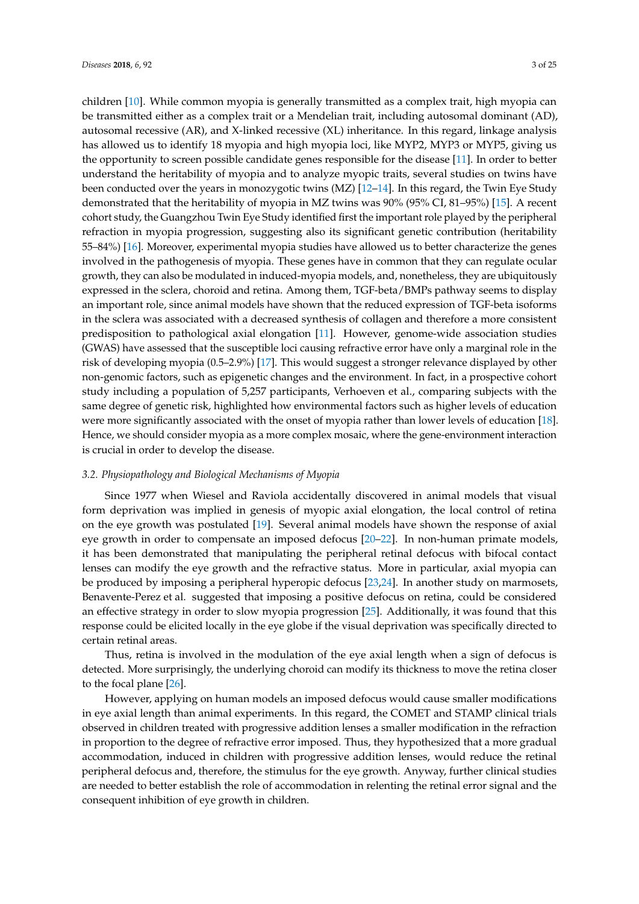children [10]. While common myopia is generally transmitted as a complex trait, high myopia can be transmitted either as a complex trait or a Mendelian trait, including autosomal dominant (AD), autosomal recessive (AR), and X-linked recessive (XL) inheritance. In this regard, linkage analysis has allowed us to identify 18 myopia and high myopia loci, like MYP2, MYP3 or MYP5, giving us the opportunity to screen possible candidate genes responsible for the disease [11]. In order to better understand the heritability of myopia and to analyze myopic traits, several studies on twins have been conducted over the years in monozygotic twins (MZ) [12–14]. In this regard, the Twin Eye Study demonstrated that the heritability of myopia in MZ twins was 90% (95% CI, 81–95%) [15]. A recent cohort study, the Guangzhou Twin Eye Study identified first the important role played by the peripheral refraction in myopia progression, suggesting also its significant genetic contribution (heritability 55–84%) [16]. Moreover, experimental myopia studies have allowed us to better characterize the genes involved in the pathogenesis of myopia. These genes have in common that they can regulate ocular growth, they can also be modulated in induced-myopia models, and, nonetheless, they are ubiquitously expressed in the sclera, choroid and retina. Among them, TGF-beta/BMPs pathway seems to display an important role, since animal models have shown that the reduced expression of TGF-beta isoforms in the sclera was associated with a decreased synthesis of collagen and therefore a more consistent predisposition to pathological axial elongation [11]. However, genome-wide association studies (GWAS) have assessed that the susceptible loci causing refractive error have only a marginal role in the risk of developing myopia (0.5–2.9%) [17]. This would suggest a stronger relevance displayed by other non-genomic factors, such as epigenetic changes and the environment. In fact, in a prospective cohort study including a population of 5,257 participants, Verhoeven et al., comparing subjects with the same degree of genetic risk, highlighted how environmental factors such as higher levels of education were more significantly associated with the onset of myopia rather than lower levels of education [18]. Hence, we should consider myopia as a more complex mosaic, where the gene-environment interaction is crucial in order to develop the disease.

### *3.2. Physiopathology and Biological Mechanisms of Myopia*

Since 1977 when Wiesel and Raviola accidentally discovered in animal models that visual form deprivation was implied in genesis of myopic axial elongation, the local control of retina on the eye growth was postulated [19]. Several animal models have shown the response of axial eye growth in order to compensate an imposed defocus [20–22]. In non-human primate models, it has been demonstrated that manipulating the peripheral retinal defocus with bifocal contact lenses can modify the eye growth and the refractive status. More in particular, axial myopia can be produced by imposing a peripheral hyperopic defocus [23,24]. In another study on marmosets, Benavente-Perez et al. suggested that imposing a positive defocus on retina, could be considered an effective strategy in order to slow myopia progression [25]. Additionally, it was found that this response could be elicited locally in the eye globe if the visual deprivation was specifically directed to certain retinal areas.

Thus, retina is involved in the modulation of the eye axial length when a sign of defocus is detected. More surprisingly, the underlying choroid can modify its thickness to move the retina closer to the focal plane [26].

However, applying on human models an imposed defocus would cause smaller modifications in eye axial length than animal experiments. In this regard, the COMET and STAMP clinical trials observed in children treated with progressive addition lenses a smaller modification in the refraction in proportion to the degree of refractive error imposed. Thus, they hypothesized that a more gradual accommodation, induced in children with progressive addition lenses, would reduce the retinal peripheral defocus and, therefore, the stimulus for the eye growth. Anyway, further clinical studies are needed to better establish the role of accommodation in relenting the retinal error signal and the consequent inhibition of eye growth in children.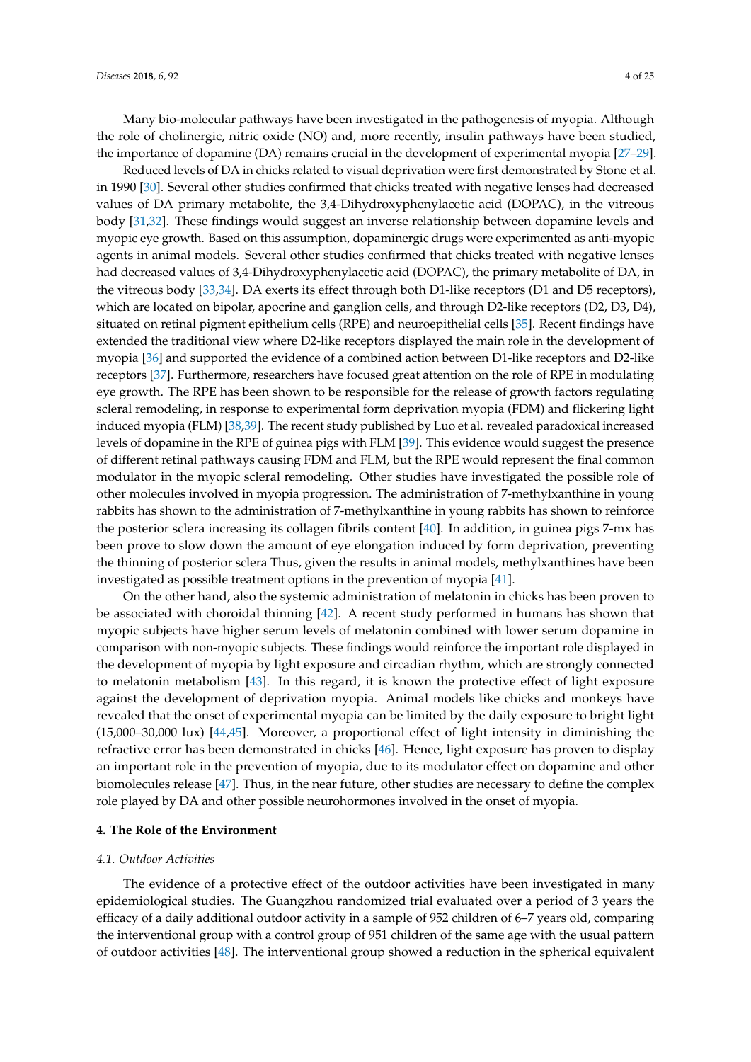Many bio-molecular pathways have been investigated in the pathogenesis of myopia. Although the role of cholinergic, nitric oxide (NO) and, more recently, insulin pathways have been studied, the importance of dopamine (DA) remains crucial in the development of experimental myopia [27–29].

Reduced levels of DA in chicks related to visual deprivation were first demonstrated by Stone et al. in 1990 [30]. Several other studies confirmed that chicks treated with negative lenses had decreased values of DA primary metabolite, the 3,4-Dihydroxyphenylacetic acid (DOPAC), in the vitreous body [31,32]. These findings would suggest an inverse relationship between dopamine levels and myopic eye growth. Based on this assumption, dopaminergic drugs were experimented as anti-myopic agents in animal models. Several other studies confirmed that chicks treated with negative lenses had decreased values of 3,4-Dihydroxyphenylacetic acid (DOPAC), the primary metabolite of DA, in the vitreous body [33,34]. DA exerts its effect through both D1-like receptors (D1 and D5 receptors), which are located on bipolar, apocrine and ganglion cells, and through D2-like receptors (D2, D3, D4), situated on retinal pigment epithelium cells (RPE) and neuroepithelial cells [35]. Recent findings have extended the traditional view where D2-like receptors displayed the main role in the development of myopia [36] and supported the evidence of a combined action between D1-like receptors and D2-like receptors [37]. Furthermore, researchers have focused great attention on the role of RPE in modulating eye growth. The RPE has been shown to be responsible for the release of growth factors regulating scleral remodeling, in response to experimental form deprivation myopia (FDM) and flickering light induced myopia (FLM) [38,39]. The recent study published by Luo et al. revealed paradoxical increased levels of dopamine in the RPE of guinea pigs with FLM [39]. This evidence would suggest the presence of different retinal pathways causing FDM and FLM, but the RPE would represent the final common modulator in the myopic scleral remodeling. Other studies have investigated the possible role of other molecules involved in myopia progression. The administration of 7-methylxanthine in young rabbits has shown to the administration of 7-methylxanthine in young rabbits has shown to reinforce the posterior sclera increasing its collagen fibrils content [40]. In addition, in guinea pigs 7-mx has been prove to slow down the amount of eye elongation induced by form deprivation, preventing the thinning of posterior sclera Thus, given the results in animal models, methylxanthines have been investigated as possible treatment options in the prevention of myopia [41].

On the other hand, also the systemic administration of melatonin in chicks has been proven to be associated with choroidal thinning [42]. A recent study performed in humans has shown that myopic subjects have higher serum levels of melatonin combined with lower serum dopamine in comparison with non-myopic subjects. These findings would reinforce the important role displayed in the development of myopia by light exposure and circadian rhythm, which are strongly connected to melatonin metabolism [43]. In this regard, it is known the protective effect of light exposure against the development of deprivation myopia. Animal models like chicks and monkeys have revealed that the onset of experimental myopia can be limited by the daily exposure to bright light (15,000–30,000 lux) [44,45]. Moreover, a proportional effect of light intensity in diminishing the refractive error has been demonstrated in chicks [46]. Hence, light exposure has proven to display an important role in the prevention of myopia, due to its modulator effect on dopamine and other biomolecules release [47]. Thus, in the near future, other studies are necessary to define the complex role played by DA and other possible neurohormones involved in the onset of myopia.

## 4. The Role of the Environment

### 4.1. Outdoor Activities

The evidence of a protective effect of the outdoor activities have been investigated in many epidemiological studies. The Guangzhou randomized trial evaluated over a period of 3 years the efficacy of a daily additional outdoor activity in a sample of 952 children of 6–7 years old, comparing the interventional group with a control group of 951 children of the same age with the usual pattern of outdoor activities [48]. The interventional group showed a reduction in the spherical equivalent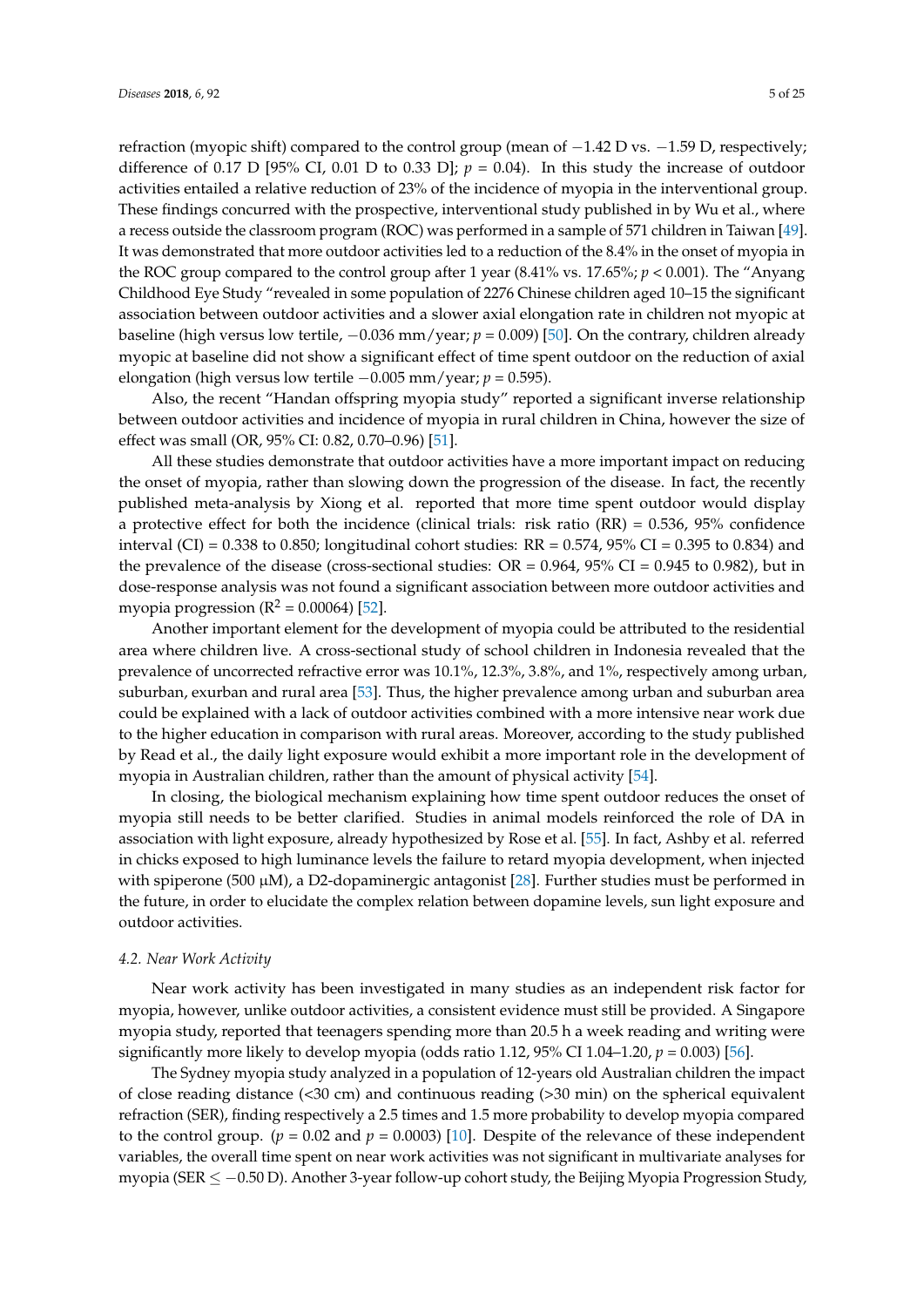refraction (myopic shift) compared to the control group (mean of −1.42 D vs. −1.59 D, respectively; difference of 0.17 D [95% CI, 0.01 D to 0.33 D]; $p = 0.04$). In this study the increase of outdoor activities entailed a relative reduction of 23% of the incidence of myopia in the interventional group. These findings concurred with the prospective, interventional study published in by Wu et al., where a recess outside the classroom program (ROC) was performed in a sample of 571 children in Taiwan [49]. It was demonstrated that more outdoor activities led to a reduction of the 8.4% in the onset of myopia in the ROC group compared to the control group after 1 year (8.41% vs. 17.65%; $p < 0.001$). The "Anyang Childhood Eye Study "revealed in some population of 2276 Chinese children aged 10–15 the significant association between outdoor activities and a slower axial elongation rate in children not myopic at baseline (high versus low tertile, −0.036 mm/year; $p = 0.009$) [50]. On the contrary, children already myopic at baseline did not show a significant effect of time spent outdoor on the reduction of axial elongation (high versus low tertile −0.005 mm/year; $p = 0.595$).

Also, the recent "Handan offspring myopia study" reported a significant inverse relationship between outdoor activities and incidence of myopia in rural children in China, however the size of effect was small (OR, 95% CI: 0.82, 0.70–0.96) [51].

All these studies demonstrate that outdoor activities have a more important impact on reducing the onset of myopia, rather than slowing down the progression of the disease. In fact, the recently published meta-analysis by Xiong et al. reported that more time spent outdoor would display a protective effect for both the incidence (clinical trials: risk ratio (RR) = 0.536, 95% confidence interval (CI) = 0.338 to 0.850; longitudinal cohort studies: RR = 0.574, 95% CI = 0.395 to 0.834) and the prevalence of the disease (cross-sectional studies: OR = 0.964, 95% CI = 0.945 to 0.982), but in dose-response analysis was not found a significant association between more outdoor activities and myopia progression ($R^2 = 0.00064$) [52].

Another important element for the development of myopia could be attributed to the residential area where children live. A cross-sectional study of school children in Indonesia revealed that the prevalence of uncorrected refractive error was 10.1%, 12.3%, 3.8%, and 1%, respectively among urban, suburban, exurban and rural area [53]. Thus, the higher prevalence among urban and suburban area could be explained with a lack of outdoor activities combined with a more intensive near work due to the higher education in comparison with rural areas. Moreover, according to the study published by Read et al., the daily light exposure would exhibit a more important role in the development of myopia in Australian children, rather than the amount of physical activity [54].

In closing, the biological mechanism explaining how time spent outdoor reduces the onset of myopia still needs to be better clarified. Studies in animal models reinforced the role of DA in association with light exposure, already hypothesized by Rose et al. [55]. In fact, Ashby et al. referred in chicks exposed to high luminance levels the failure to retard myopia development, when injected with spiperone (500 μM), a D2-dopaminergic antagonist [28]. Further studies must be performed in the future, in order to elucidate the complex relation between dopamine levels, sun light exposure and outdoor activities.

### *4.2. Near Work Activity*

Near work activity has been investigated in many studies as an independent risk factor for myopia, however, unlike outdoor activities, a consistent evidence must still be provided. A Singapore myopia study, reported that teenagers spending more than 20.5 h a week reading and writing were significantly more likely to develop myopia (odds ratio 1.12, 95% CI 1.04–1.20, $p = 0.003$) [56].

The Sydney myopia study analyzed in a population of 12-years old Australian children the impact of close reading distance (<30 cm) and continuous reading (>30 min) on the spherical equivalent refraction (SER), finding respectively a 2.5 times and 1.5 more probability to develop myopia compared to the control group. ($p = 0.02$ and $p = 0.0003$) [10]. Despite of the relevance of these independent variables, the overall time spent on near work activities was not significant in multivariate analyses for myopia (SER ≤ −0.50 D). Another 3-year follow-up cohort study, the Beijing Myopia Progression Study,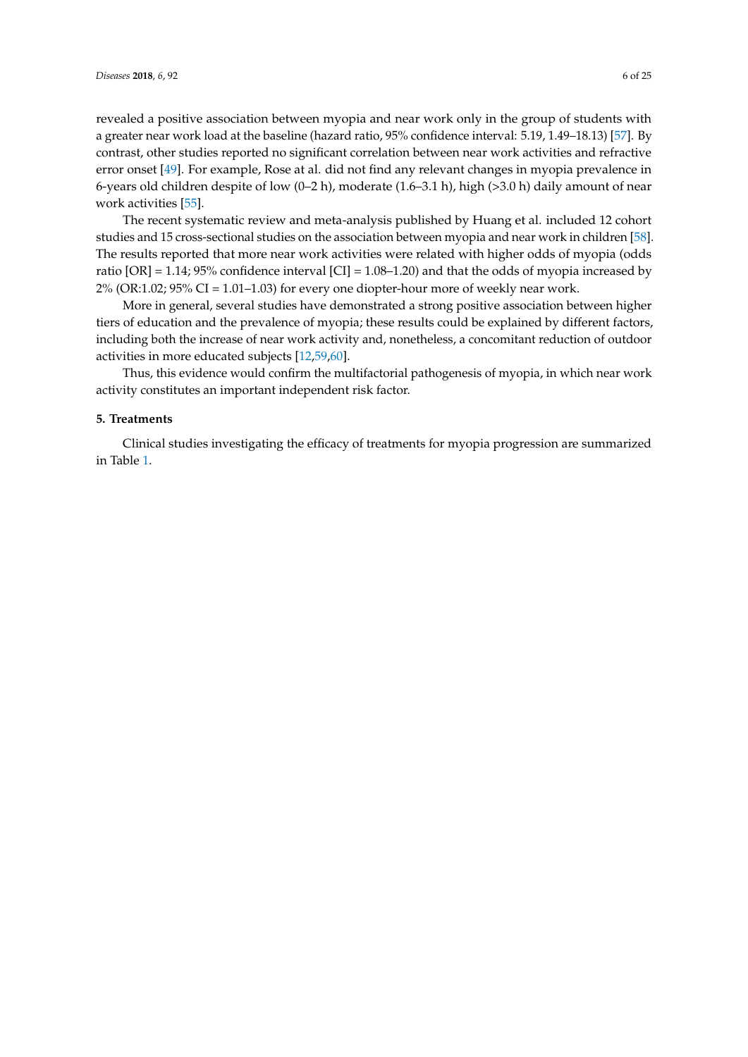revealed a positive association between myopia and near work only in the group of students with a greater near work load at the baseline (hazard ratio, 95% confidence interval: 5.19, 1.49–18.13) [57]. By contrast, other studies reported no significant correlation between near work activities and refractive error onset [49]. For example, Rose at al. did not find any relevant changes in myopia prevalence in 6-years old children despite of low (0–2 h), moderate (1.6–3.1 h), high (>3.0 h) daily amount of near work activities [55].

The recent systematic review and meta-analysis published by Huang et al. included 12 cohort studies and 15 cross-sectional studies on the association between myopia and near work in children [58]. The results reported that more near work activities were related with higher odds of myopia (odds ratio [OR] = 1.14; 95% confidence interval [CI] = 1.08–1.20) and that the odds of myopia increased by 2% (OR:1.02; 95% CI = 1.01–1.03) for every one diopter-hour more of weekly near work.

More in general, several studies have demonstrated a strong positive association between higher tiers of education and the prevalence of myopia; these results could be explained by different factors, including both the increase of near work activity and, nonetheless, a concomitant reduction of outdoor activities in more educated subjects [12,59,60].

Thus, this evidence would confirm the multifactorial pathogenesis of myopia, in which near work activity constitutes an important independent risk factor.

## 5. Treatments

Clinical studies investigating the efficacy of treatments for myopia progression are summarized in Table 1.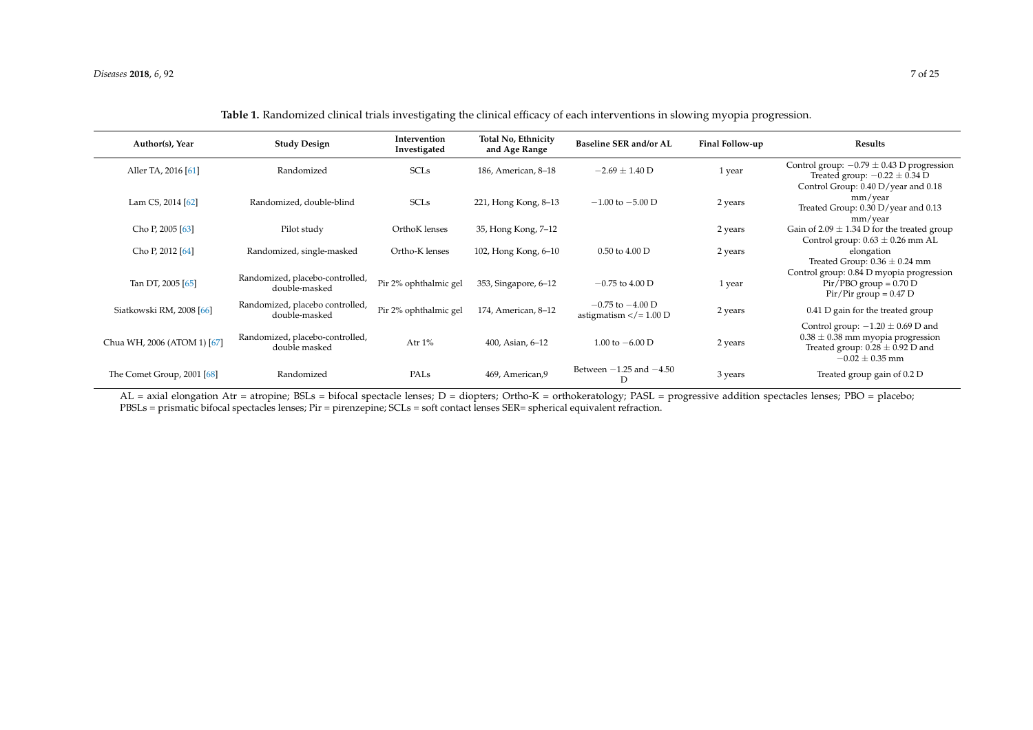**Table 1.** Randomized clinical trials investigating the clinical efficacy of each interventions in slowing myopia progression.

| Author(s), Year | Study Design | Intervention Investigated | Total No, Ethnicity and Age Range | Baseline SER and/or AL | Final Follow-up | Results |
|---|---|---|---|---|---|---|
| Aller TA, 2016 [61] | Randomized | SCLs | 186, American, 8–18 | $-2.69 \pm 1.40$ D | 1 year | Control group: $-0.79 \pm 0.43$ D progression Treated group: $-0.22 \pm 0.34$ D |
| Lam CS, 2014 [62] | Randomized, double-blind | SCLs | 221, Hong Kong, 8–13 | $-1.00$ to $-5.00$ D | 2 years | Control Group: 0.40 D/year and 0.18 mm/year Treated Group: 0.30 D/year and 0.13 mm/year |
| Cho P, 2005 [63] | Pilot study | OrthoK lenses | 35, Hong Kong, 7–12 | | 2 years | Gain of $2.09 \pm 1.34$ D for the treated group |
| Cho P, 2012 [64] | Randomized, single-masked | Ortho-K lenses | 102, Hong Kong, 6–10 | 0.50 to 4.00 D | 2 years | Control group: $0.63 \pm 0.26$ mm AL elongation Treated Group: $0.36 \pm 0.24$ mm |
| Tan DT, 2005 [65] | Randomized, placebo-controlled, double-masked | Pir 2% ophthalmic gel | 353, Singapore, 6–12 | $-0.75$ to 4.00 D | 1 year | Control group: 0.84 D myopia progression Pir/PBO group = 0.70 D Pir/Pir group = 0.47 D |
| Siatkowski RM, 2008 [66] | Randomized, placebo controlled, double-masked | Pir 2% ophthalmic gel | 174, American, 8–12 | $-0.75$ to $-4.00$ D astigmatism $</= 1.00$ D | 2 years | 0.41 D gain for the treated group |
| Chua WH, 2006 (ATOM 1) [67] | Randomized, placebo-controlled, double masked | Atr 1% | 400, Asian, 6–12 | 1.00 to $-6.00$ D | 2 years | Control group: $-1.20 \pm 0.69$ D and $0.38 \pm 0.38$ mm myopia progression Treated group: $0.28 \pm 0.92$ D and $-0.02 \pm 0.35$ mm |
| The Comet Group, 2001 [68] | Randomized | PALs | 469, American,9 | Between $-1.25$ and $-4.50$ D | 3 years | Treated group gain of 0.2 D |

AL = axial elongation Atr = atropine; BSLs = bifocal spectacle lenses; D = diopters; Ortho-K = orthokeratology; PASL = progressive addition spectacles lenses; PBO = placebo; PBSLs = prismatic bifocal spectacles lenses; Pir = pirenzepine; SCLs = soft contact lenses SER= spherical equivalent refraction.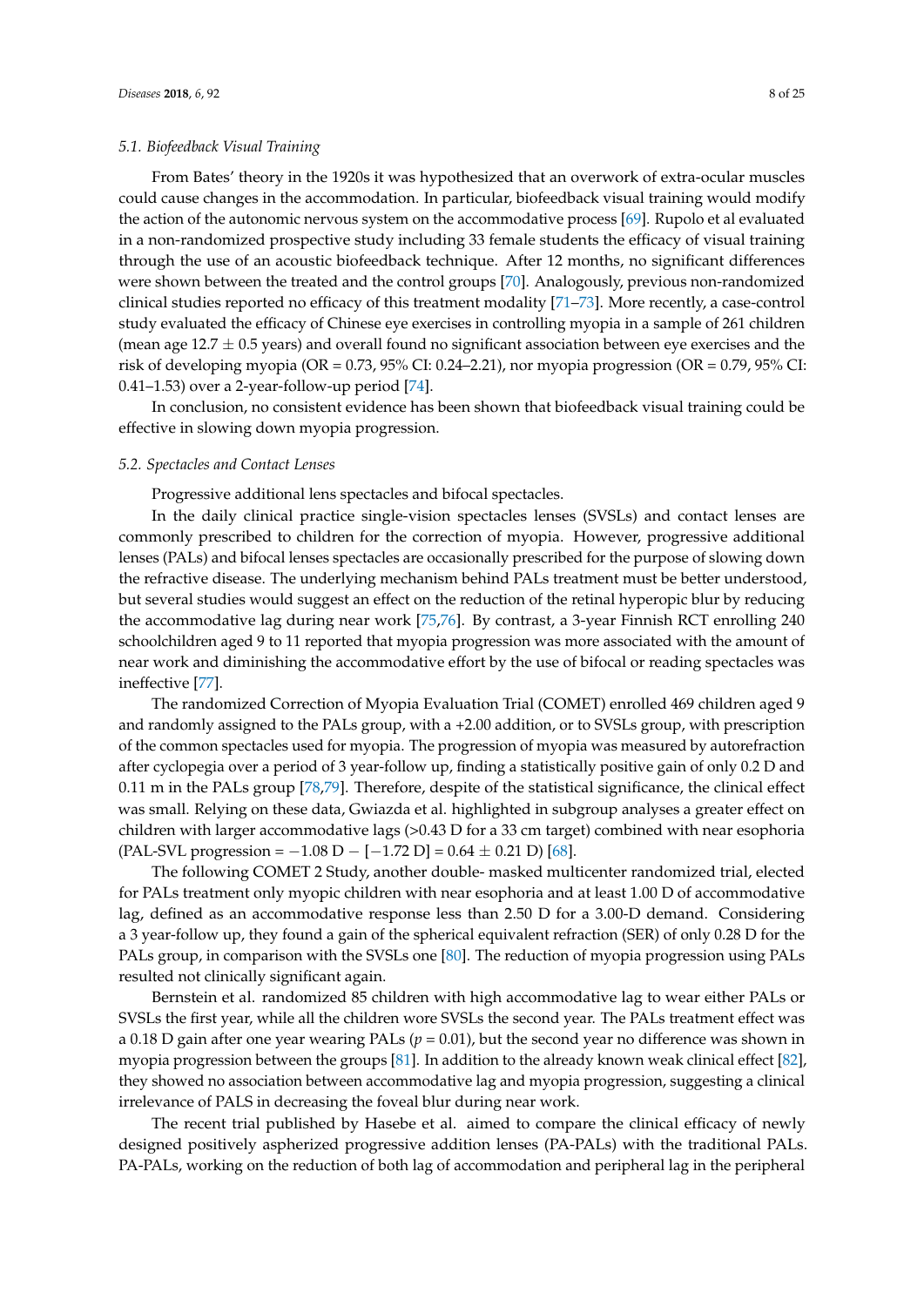### 5.1. Biofeedback Visual Training

From Bates' theory in the 1920s it was hypothesized that an overwork of extra-ocular muscles could cause changes in the accommodation. In particular, biofeedback visual training would modify the action of the autonomic nervous system on the accommodative process [69]. Rupolo et al evaluated in a non-randomized prospective study including 33 female students the efficacy of visual training through the use of an acoustic biofeedback technique. After 12 months, no significant differences were shown between the treated and the control groups [70]. Analogously, previous non-randomized clinical studies reported no efficacy of this treatment modality [71–73]. More recently, a case-control study evaluated the efficacy of Chinese eye exercises in controlling myopia in a sample of 261 children (mean age 12.7 ± 0.5 years) and overall found no significant association between eye exercises and the risk of developing myopia (OR = 0.73, 95% CI: 0.24–2.21), nor myopia progression (OR = 0.79, 95% CI: 0.41–1.53) over a 2-year-follow-up period [74].

In conclusion, no consistent evidence has been shown that biofeedback visual training could be effective in slowing down myopia progression.

### 5.2. Spectacles and Contact Lenses

Progressive additional lens spectacles and bifocal spectacles.

In the daily clinical practice single-vision spectacles lenses (SVSLs) and contact lenses are commonly prescribed to children for the correction of myopia. However, progressive additional lenses (PALs) and bifocal lenses spectacles are occasionally prescribed for the purpose of slowing down the refractive disease. The underlying mechanism behind PALs treatment must be better understood, but several studies would suggest an effect on the reduction of the retinal hyperopic blur by reducing the accommodative lag during near work [75,76]. By contrast, a 3-year Finnish RCT enrolling 240 schoolchildren aged 9 to 11 reported that myopia progression was more associated with the amount of near work and diminishing the accommodative effort by the use of bifocal or reading spectacles was ineffective [77].

The randomized Correction of Myopia Evaluation Trial (COMET) enrolled 469 children aged 9 and randomly assigned to the PALs group, with a +2.00 addition, or to SVSLs group, with prescription of the common spectacles used for myopia. The progression of myopia was measured by autorefraction after cyclopegia over a period of 3 year-follow up, finding a statistically positive gain of only 0.2 D and 0.11 m in the PALs group [78,79]. Therefore, despite of the statistical significance, the clinical effect was small. Relying on these data, Gwiazda et al. highlighted in subgroup analyses a greater effect on children with larger accommodative lags (>0.43 D for a 33 cm target) combined with near esophoria (PAL-SVL progression = −1.08 D − [−1.72 D] = 0.64 ± 0.21 D) [68].

The following COMET 2 Study, another double- masked multicenter randomized trial, elected for PALs treatment only myopic children with near esophoria and at least 1.00 D of accommodative lag, defined as an accommodative response less than 2.50 D for a 3.00-D demand. Considering a 3 year-follow up, they found a gain of the spherical equivalent refraction (SER) of only 0.28 D for the PALs group, in comparison with the SVSLs one [80]. The reduction of myopia progression using PALs resulted not clinically significant again.

Bernstein et al. randomized 85 children with high accommodative lag to wear either PALs or SVSLs the first year, while all the children wore SVSLs the second year. The PALs treatment effect was a 0.18 D gain after one year wearing PALs ($p = 0.01$), but the second year no difference was shown in myopia progression between the groups [81]. In addition to the already known weak clinical effect [82], they showed no association between accommodative lag and myopia progression, suggesting a clinical irrelevance of PALS in decreasing the foveal blur during near work.

The recent trial published by Hasebe et al. aimed to compare the clinical efficacy of newly designed positively aspherized progressive addition lenses (PA-PALs) with the traditional PALs. PA-PALs, working on the reduction of both lag of accommodation and peripheral lag in the peripheral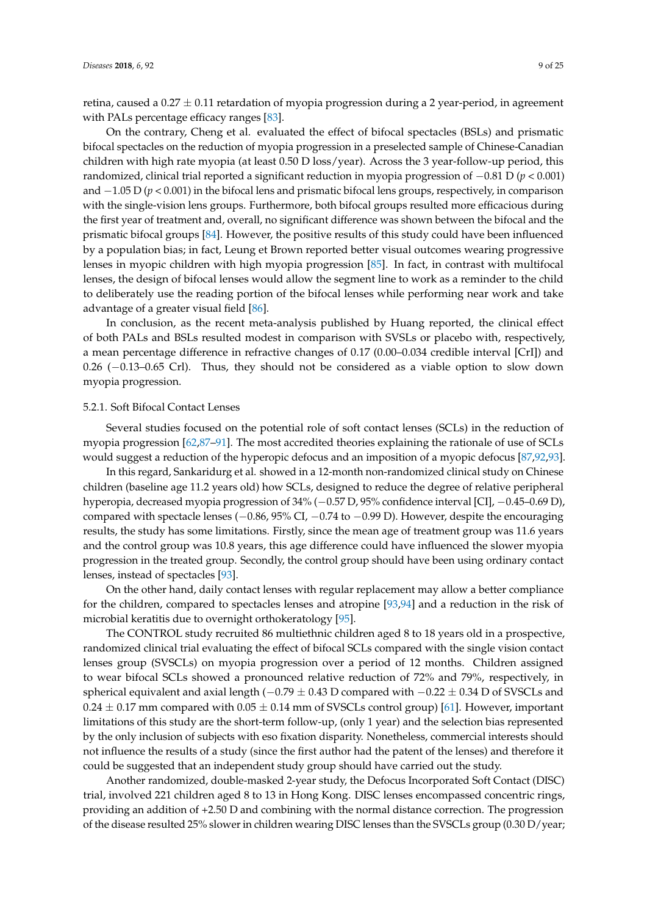retina, caused a $0.27 \pm 0.11$ retardation of myopia progression during a 2 year-period, in agreement with PALs percentage efficacy ranges [83].

On the contrary, Cheng et al. evaluated the effect of bifocal spectacles (BSLs) and prismatic bifocal spectacles on the reduction of myopia progression in a preselected sample of Chinese-Canadian children with high rate myopia (at least 0.50 D loss/year). Across the 3 year-follow-up period, this randomized, clinical trial reported a significant reduction in myopia progression of −0.81 D ($p < 0.001$) and −1.05 D ($p < 0.001$) in the bifocal lens and prismatic bifocal lens groups, respectively, in comparison with the single-vision lens groups. Furthermore, both bifocal groups resulted more efficacious during the first year of treatment and, overall, no significant difference was shown between the bifocal and the prismatic bifocal groups [84]. However, the positive results of this study could have been influenced by a population bias; in fact, Leung et Brown reported better visual outcomes wearing progressive lenses in myopic children with high myopia progression [85]. In fact, in contrast with multifocal lenses, the design of bifocal lenses would allow the segment line to work as a reminder to the child to deliberately use the reading portion of the bifocal lenses while performing near work and take advantage of a greater visual field [86].

In conclusion, as the recent meta-analysis published by Huang reported, the clinical effect of both PALs and BSLs resulted modest in comparison with SVSLs or placebo with, respectively, a mean percentage difference in refractive changes of 0.17 (0.00–0.034 credible interval [CrI]) and 0.26 (−0.13–0.65 CrI). Thus, they should not be considered as a viable option to slow down myopia progression.

### 5.2.1. Soft Bifocal Contact Lenses

Several studies focused on the potential role of soft contact lenses (SCLs) in the reduction of myopia progression [62,87–91]. The most accredited theories explaining the rationale of use of SCLs would suggest a reduction of the hyperopic defocus and an imposition of a myopic defocus [87,92,93].

In this regard, Sankaridurg et al. showed in a 12-month non-randomized clinical study on Chinese children (baseline age 11.2 years old) how SCLs, designed to reduce the degree of relative peripheral hyperopia, decreased myopia progression of 34% (−0.57 D, 95% confidence interval [CI], −0.45–0.69 D), compared with spectacle lenses (−0.86, 95% CI, −0.74 to −0.99 D). However, despite the encouraging results, the study has some limitations. Firstly, since the mean age of treatment group was 11.6 years and the control group was 10.8 years, this age difference could have influenced the slower myopia progression in the treated group. Secondly, the control group should have been using ordinary contact lenses, instead of spectacles [93].

On the other hand, daily contact lenses with regular replacement may allow a better compliance for the children, compared to spectacles lenses and atropine [93,94] and a reduction in the risk of microbial keratitis due to overnight orthokeratology [95].

The CONTROL study recruited 86 multiethnic children aged 8 to 18 years old in a prospective, randomized clinical trial evaluating the effect of bifocal SCLs compared with the single vision contact lenses group (SVSCLs) on myopia progression over a period of 12 months. Children assigned to wear bifocal SCLs showed a pronounced relative reduction of 72% and 79%, respectively, in spherical equivalent and axial length (−0.79 ± 0.43 D compared with −0.22 ± 0.34 D of SVSCLs and 0.24 ± 0.17 mm compared with 0.05 ± 0.14 mm of SVSCLs control group) [61]. However, important limitations of this study are the short-term follow-up, (only 1 year) and the selection bias represented by the only inclusion of subjects with eso fixation disparity. Nonetheless, commercial interests should not influence the results of a study (since the first author had the patent of the lenses) and therefore it could be suggested that an independent study group should have carried out the study.

Another randomized, double-masked 2-year study, the Defocus Incorporated Soft Contact (DISC) trial, involved 221 children aged 8 to 13 in Hong Kong. DISC lenses encompassed concentric rings, providing an addition of +2.50 D and combining with the normal distance correction. The progression of the disease resulted 25% slower in children wearing DISC lenses than the SVSCLs group (0.30 D/year;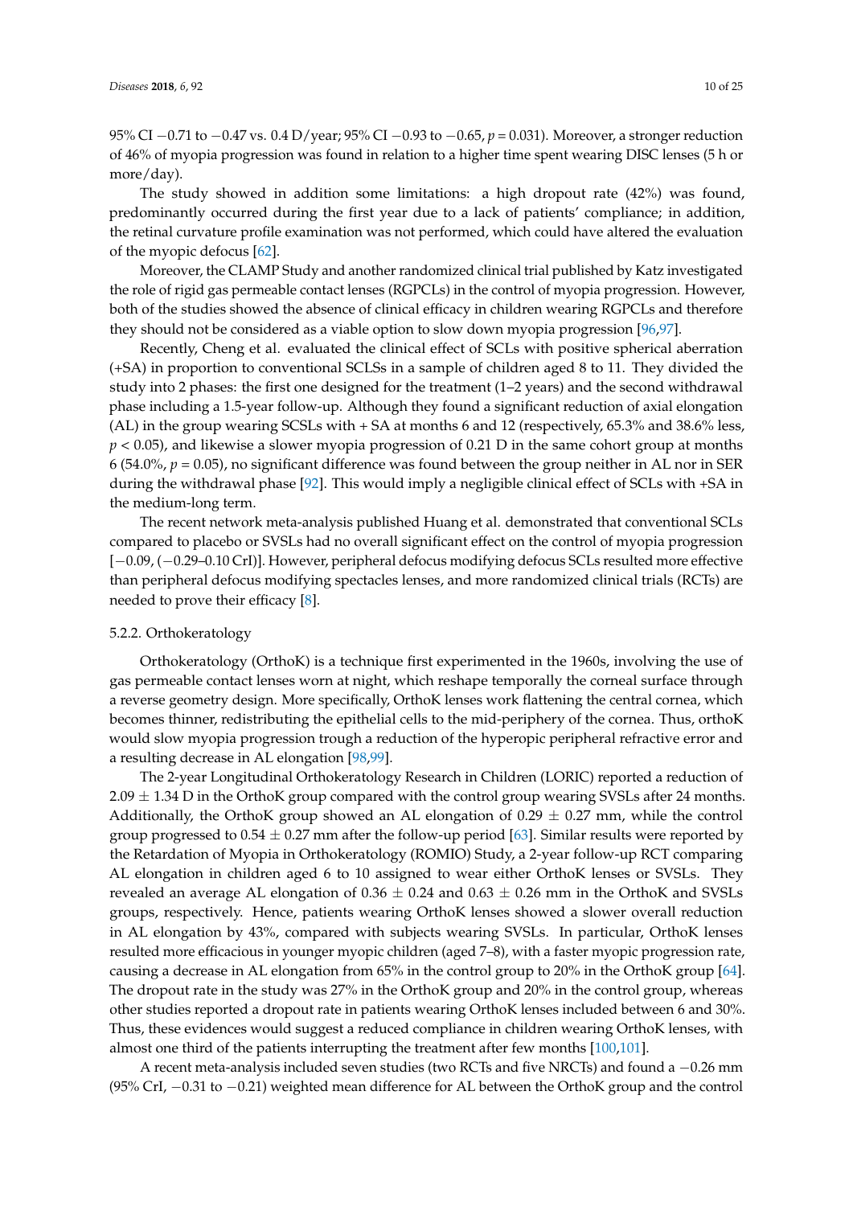95% CI −0.71 to −0.47 vs. 0.4 D/year; 95% CI −0.93 to −0.65, $p = 0.031$). Moreover, a stronger reduction of 46% of myopia progression was found in relation to a higher time spent wearing DISC lenses (5 h or more/day).

The study showed in addition some limitations: a high dropout rate (42%) was found, predominantly occurred during the first year due to a lack of patients' compliance; in addition, the retinal curvature profile examination was not performed, which could have altered the evaluation of the myopic defocus [62].

Moreover, the CLAMP Study and another randomized clinical trial published by Katz investigated the role of rigid gas permeable contact lenses (RGPCLs) in the control of myopia progression. However, both of the studies showed the absence of clinical efficacy in children wearing RGPCLs and therefore they should not be considered as a viable option to slow down myopia progression [96,97].

Recently, Cheng et al. evaluated the clinical effect of SCLs with positive spherical aberration (+SA) in proportion to conventional SCLSs in a sample of children aged 8 to 11. They divided the study into 2 phases: the first one designed for the treatment (1–2 years) and the second withdrawal phase including a 1.5-year follow-up. Although they found a significant reduction of axial elongation (AL) in the group wearing SCSLs with + SA at months 6 and 12 (respectively, 65.3% and 38.6% less, $p < 0.05$), and likewise a slower myopia progression of 0.21 D in the same cohort group at months 6 (54.0%, $p = 0.05$), no significant difference was found between the group neither in AL nor in SER during the withdrawal phase [92]. This would imply a negligible clinical effect of SCLs with +SA in the medium-long term.

The recent network meta-analysis published Huang et al. demonstrated that conventional SCLs compared to placebo or SVSLs had no overall significant effect on the control of myopia progression [−0.09, (−0.29–0.10 CrI)]. However, peripheral defocus modifying defocus SCLs resulted more effective than peripheral defocus modifying spectacles lenses, and more randomized clinical trials (RCTs) are needed to prove their efficacy [8].

### 5.2.2. Orthokeratology

Orthokeratology (OrthoK) is a technique first experimented in the 1960s, involving the use of gas permeable contact lenses worn at night, which reshape temporally the corneal surface through a reverse geometry design. More specifically, OrthoK lenses work flattening the central cornea, which becomes thinner, redistributing the epithelial cells to the mid-periphery of the cornea. Thus, orthoK would slow myopia progression trough a reduction of the hyperopic peripheral refractive error and a resulting decrease in AL elongation [98,99].

The 2-year Longitudinal Orthokeratology Research in Children (LORIC) reported a reduction of $2.09 \pm 1.34$ D in the OrthoK group compared with the control group wearing SVSLs after 24 months. Additionally, the OrthoK group showed an AL elongation of $0.29 \pm 0.27$ mm, while the control group progressed to $0.54 \pm 0.27$ mm after the follow-up period [63]. Similar results were reported by the Retardation of Myopia in Orthokeratology (ROMIO) Study, a 2-year follow-up RCT comparing AL elongation in children aged 6 to 10 assigned to wear either OrthoK lenses or SVSLs. They revealed an average AL elongation of $0.36 \pm 0.24$ and $0.63 \pm 0.26$ mm in the OrthoK and SVSLs groups, respectively. Hence, patients wearing OrthoK lenses showed a slower overall reduction in AL elongation by 43%, compared with subjects wearing SVSLs. In particular, OrthoK lenses resulted more efficacious in younger myopic children (aged 7–8), with a faster myopic progression rate, causing a decrease in AL elongation from 65% in the control group to 20% in the OrthoK group [64]. The dropout rate in the study was 27% in the OrthoK group and 20% in the control group, whereas other studies reported a dropout rate in patients wearing OrthoK lenses included between 6 and 30%. Thus, these evidences would suggest a reduced compliance in children wearing OrthoK lenses, with almost one third of the patients interrupting the treatment after few months [100,101].

A recent meta-analysis included seven studies (two RCTs and five NRCTs) and found a −0.26 mm (95% CrI, −0.31 to −0.21) weighted mean difference for AL between the OrthoK group and the control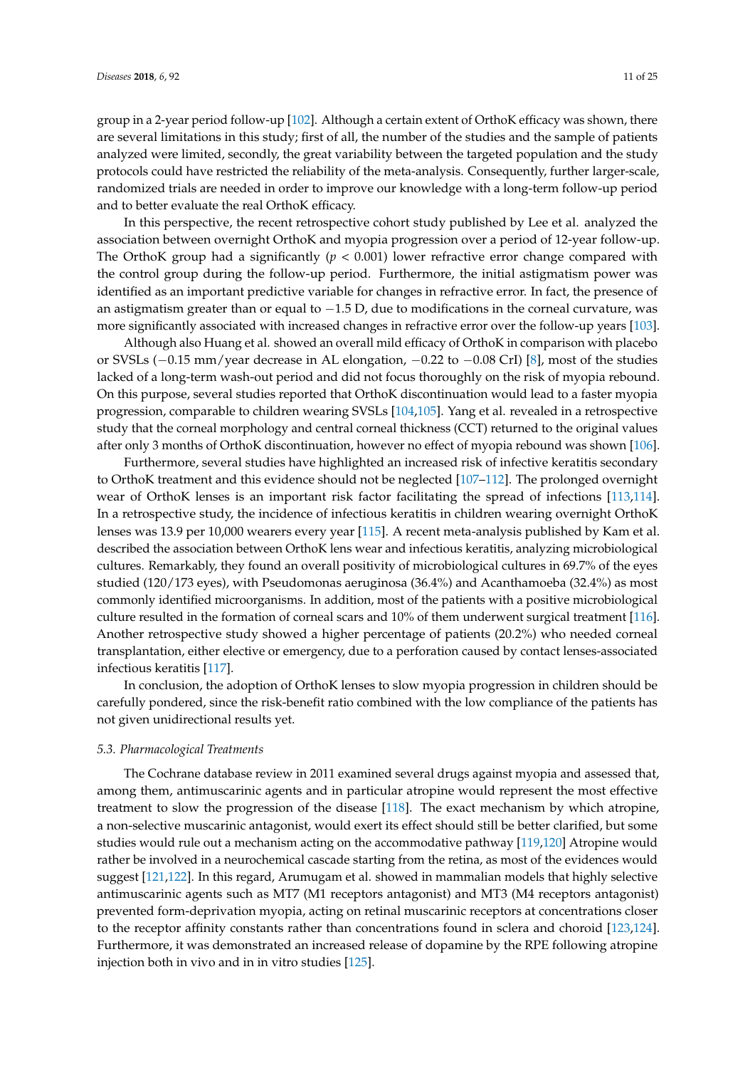group in a 2-year period follow-up [102]. Although a certain extent of OrthoK efficacy was shown, there are several limitations in this study; first of all, the number of the studies and the sample of patients analyzed were limited, secondly, the great variability between the targeted population and the study protocols could have restricted the reliability of the meta-analysis. Consequently, further larger-scale, randomized trials are needed in order to improve our knowledge with a long-term follow-up period and to better evaluate the real OrthoK efficacy.

In this perspective, the recent retrospective cohort study published by Lee et al. analyzed the association between overnight OrthoK and myopia progression over a period of 12-year follow-up. The OrthoK group had a significantly ($p < 0.001$) lower refractive error change compared with the control group during the follow-up period. Furthermore, the initial astigmatism power was identified as an important predictive variable for changes in refractive error. In fact, the presence of an astigmatism greater than or equal to −1.5 D, due to modifications in the corneal curvature, was more significantly associated with increased changes in refractive error over the follow-up years [103].

Although also Huang et al. showed an overall mild efficacy of OrthoK in comparison with placebo or SVSLs (−0.15 mm/year decrease in AL elongation, −0.22 to −0.08 CrI) [8], most of the studies lacked of a long-term wash-out period and did not focus thoroughly on the risk of myopia rebound. On this purpose, several studies reported that OrthoK discontinuation would lead to a faster myopia progression, comparable to children wearing SVSLs [104,105]. Yang et al. revealed in a retrospective study that the corneal morphology and central corneal thickness (CCT) returned to the original values after only 3 months of OrthoK discontinuation, however no effect of myopia rebound was shown [106].

Furthermore, several studies have highlighted an increased risk of infective keratitis secondary to OrthoK treatment and this evidence should not be neglected [107–112]. The prolonged overnight wear of OrthoK lenses is an important risk factor facilitating the spread of infections [113,114]. In a retrospective study, the incidence of infectious keratitis in children wearing overnight OrthoK lenses was 13.9 per 10,000 wearers every year [115]. A recent meta-analysis published by Kam et al. described the association between OrthoK lens wear and infectious keratitis, analyzing microbiological cultures. Remarkably, they found an overall positivity of microbiological cultures in 69.7% of the eyes studied (120/173 eyes), with Pseudomonas aeruginosa (36.4%) and Acanthamoeba (32.4%) as most commonly identified microorganisms. In addition, most of the patients with a positive microbiological culture resulted in the formation of corneal scars and 10% of them underwent surgical treatment [116]. Another retrospective study showed a higher percentage of patients (20.2%) who needed corneal transplantation, either elective or emergency, due to a perforation caused by contact lenses-associated infectious keratitis [117].

In conclusion, the adoption of OrthoK lenses to slow myopia progression in children should be carefully pondered, since the risk-benefit ratio combined with the low compliance of the patients has not given unidirectional results yet.

### *5.3. Pharmacological Treatments*

The Cochrane database review in 2011 examined several drugs against myopia and assessed that, among them, antimuscarinic agents and in particular atropine would represent the most effective treatment to slow the progression of the disease [118]. The exact mechanism by which atropine, a non-selective muscarinic antagonist, would exert its effect should still be better clarified, but some studies would rule out a mechanism acting on the accommodative pathway [119,120] Atropine would rather be involved in a neurochemical cascade starting from the retina, as most of the evidences would suggest [121,122]. In this regard, Arumugam et al. showed in mammalian models that highly selective antimuscarinic agents such as MT7 (M1 receptors antagonist) and MT3 (M4 receptors antagonist) prevented form-deprivation myopia, acting on retinal muscarinic receptors at concentrations closer to the receptor affinity constants rather than concentrations found in sclera and choroid [123,124]. Furthermore, it was demonstrated an increased release of dopamine by the RPE following atropine injection both in vivo and in in vitro studies [125].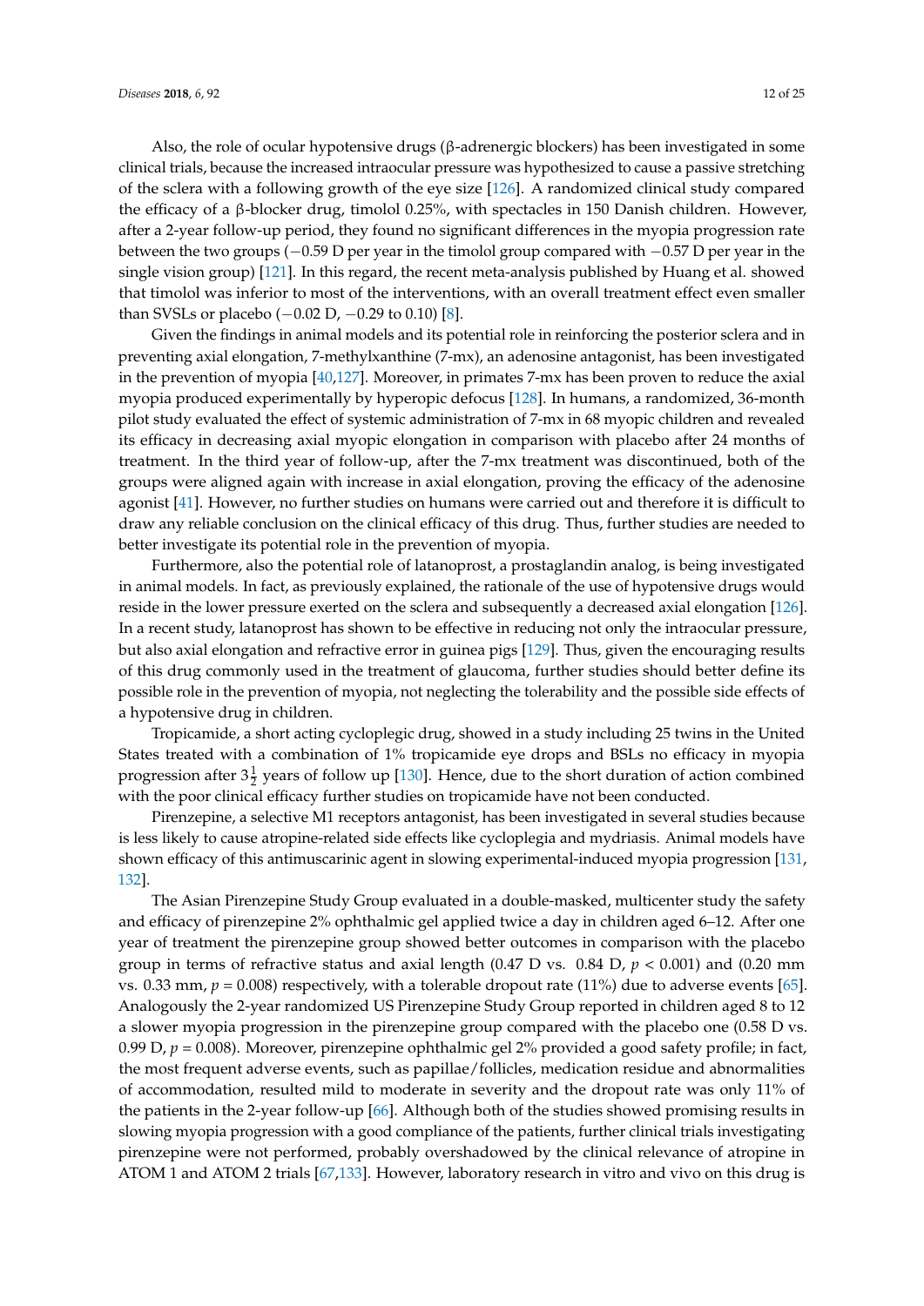Also, the role of ocular hypotensive drugs (β-adrenergic blockers) has been investigated in some clinical trials, because the increased intraocular pressure was hypothesized to cause a passive stretching of the sclera with a following growth of the eye size [126]. A randomized clinical study compared the efficacy of a β-blocker drug, timolol 0.25%, with spectacles in 150 Danish children. However, after a 2-year follow-up period, they found no significant differences in the myopia progression rate between the two groups (−0.59 D per year in the timolol group compared with −0.57 D per year in the single vision group) [121]. In this regard, the recent meta-analysis published by Huang et al. showed that timolol was inferior to most of the interventions, with an overall treatment effect even smaller than SVSLs or placebo (−0.02 D, −0.29 to 0.10) [8].

Given the findings in animal models and its potential role in reinforcing the posterior sclera and in preventing axial elongation, 7-methylxanthine (7-mx), an adenosine antagonist, has been investigated in the prevention of myopia [40,127]. Moreover, in primates 7-mx has been proven to reduce the axial myopia produced experimentally by hyperopic defocus [128]. In humans, a randomized, 36-month pilot study evaluated the effect of systemic administration of 7-mx in 68 myopic children and revealed its efficacy in decreasing axial myopic elongation in comparison with placebo after 24 months of treatment. In the third year of follow-up, after the 7-mx treatment was discontinued, both of the groups were aligned again with increase in axial elongation, proving the efficacy of the adenosine agonist [41]. However, no further studies on humans were carried out and therefore it is difficult to draw any reliable conclusion on the clinical efficacy of this drug. Thus, further studies are needed to better investigate its potential role in the prevention of myopia.

Furthermore, also the potential role of latanoprost, a prostaglandin analog, is being investigated in animal models. In fact, as previously explained, the rationale of the use of hypotensive drugs would reside in the lower pressure exerted on the sclera and subsequently a decreased axial elongation [126]. In a recent study, latanoprost has shown to be effective in reducing not only the intraocular pressure, but also axial elongation and refractive error in guinea pigs [129]. Thus, given the encouraging results of this drug commonly used in the treatment of glaucoma, further studies should better define its possible role in the prevention of myopia, not neglecting the tolerability and the possible side effects of a hypotensive drug in children.

Tropicamide, a short acting cycloplegic drug, showed in a study including 25 twins in the United States treated with a combination of 1% tropicamide eye drops and BSLs no efficacy in myopia progression after $3\frac{1}{2}$ years of follow up [130]. Hence, due to the short duration of action combined with the poor clinical efficacy further studies on tropicamide have not been conducted.

Pirenzepine, a selective M1 receptors antagonist, has been investigated in several studies because is less likely to cause atropine-related side effects like cycloplegia and mydriasis. Animal models have shown efficacy of this antimuscarinic agent in slowing experimental-induced myopia progression [131,132].

The Asian Pirenzepine Study Group evaluated in a double-masked, multicenter study the safety and efficacy of pirenzepine 2% ophthalmic gel applied twice a day in children aged 6–12. After one year of treatment the pirenzepine group showed better outcomes in comparison with the placebo group in terms of refractive status and axial length (0.47 D vs. 0.84 D, $p < 0.001$) and (0.20 mm vs. 0.33 mm, $p = 0.008$) respectively, with a tolerable dropout rate (11%) due to adverse events [65]. Analogously the 2-year randomized US Pirenzepine Study Group reported in children aged 8 to 12 a slower myopia progression in the pirenzepine group compared with the placebo one (0.58 D vs. 0.99 D, $p = 0.008$). Moreover, pirenzepine ophthalmic gel 2% provided a good safety profile; in fact, the most frequent adverse events, such as papillae/follicles, medication residue and abnormalities of accommodation, resulted mild to moderate in severity and the dropout rate was only 11% of the patients in the 2-year follow-up [66]. Although both of the studies showed promising results in slowing myopia progression with a good compliance of the patients, further clinical trials investigating pirenzepine were not performed, probably overshadowed by the clinical relevance of atropine in ATOM 1 and ATOM 2 trials [67,133]. However, laboratory research in vitro and vivo on this drug is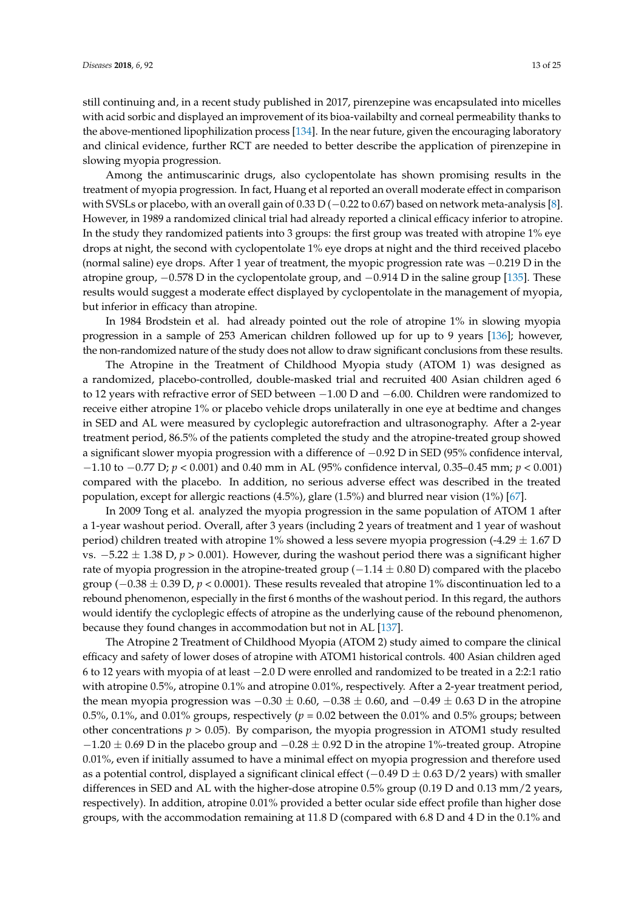still continuing and, in a recent study published in 2017, pirenzepine was encapsulated into micelles with acid sorbic and displayed an improvement of its bioa-vailabilty and corneal permeability thanks to the above-mentioned lipophilization process [134]. In the near future, given the encouraging laboratory and clinical evidence, further RCT are needed to better describe the application of pirenzepine in slowing myopia progression.

Among the antimuscarinic drugs, also cyclopentolate has shown promising results in the treatment of myopia progression. In fact, Huang et al reported an overall moderate effect in comparison with SVSLs or placebo, with an overall gain of 0.33 D (−0.22 to 0.67) based on network meta-analysis [8]. However, in 1989 a randomized clinical trial had already reported a clinical efficacy inferior to atropine. In the study they randomized patients into 3 groups: the first group was treated with atropine 1% eye drops at night, the second with cyclopentolate 1% eye drops at night and the third received placebo (normal saline) eye drops. After 1 year of treatment, the myopic progression rate was −0.219 D in the atropine group, −0.578 D in the cyclopentolate group, and −0.914 D in the saline group [135]. These results would suggest a moderate effect displayed by cyclopentolate in the management of myopia, but inferior in efficacy than atropine.

In 1984 Brodstein et al. had already pointed out the role of atropine 1% in slowing myopia progression in a sample of 253 American children followed up for up to 9 years [136]; however, the non-randomized nature of the study does not allow to draw significant conclusions from these results.

The Atropine in the Treatment of Childhood Myopia study (ATOM 1) was designed as a randomized, placebo-controlled, double-masked trial and recruited 400 Asian children aged 6 to 12 years with refractive error of SED between −1.00 D and −6.00. Children were randomized to receive either atropine 1% or placebo vehicle drops unilaterally in one eye at bedtime and changes in SED and AL were measured by cycloplegic autorefraction and ultrasonography. After a 2-year treatment period, 86.5% of the patients completed the study and the atropine-treated group showed a significant slower myopia progression with a difference of −0.92 D in SED (95% confidence interval, −1.10 to −0.77 D; $p < 0.001$) and 0.40 mm in AL (95% confidence interval, 0.35–0.45 mm; $p < 0.001$) compared with the placebo. In addition, no serious adverse effect was described in the treated population, except for allergic reactions (4.5%), glare (1.5%) and blurred near vision (1%) [67].

In 2009 Tong et al. analyzed the myopia progression in the same population of ATOM 1 after a 1-year washout period. Overall, after 3 years (including 2 years of treatment and 1 year of washout period) children treated with atropine 1% showed a less severe myopia progression (-4.29 ± 1.67 D vs. −5.22 ± 1.38 D, $p > 0.001$). However, during the washout period there was a significant higher rate of myopia progression in the atropine-treated group (−1.14 ± 0.80 D) compared with the placebo group (−0.38 ± 0.39 D, $p < 0.0001$). These results revealed that atropine 1% discontinuation led to a rebound phenomenon, especially in the first 6 months of the washout period. In this regard, the authors would identify the cycloplegic effects of atropine as the underlying cause of the rebound phenomenon, because they found changes in accommodation but not in AL [137].

The Atropine 2 Treatment of Childhood Myopia (ATOM 2) study aimed to compare the clinical efficacy and safety of lower doses of atropine with ATOM1 historical controls. 400 Asian children aged 6 to 12 years with myopia of at least −2.0 D were enrolled and randomized to be treated in a 2:2:1 ratio with atropine 0.5%, atropine 0.1% and atropine 0.01%, respectively. After a 2-year treatment period, the mean myopia progression was −0.30 ± 0.60, −0.38 ± 0.60, and −0.49 ± 0.63 D in the atropine 0.5%, 0.1%, and 0.01% groups, respectively ($p = 0.02$ between the 0.01% and 0.5% groups; between other concentrations $p > 0.05$). By comparison, the myopia progression in ATOM1 study resulted −1.20 ± 0.69 D in the placebo group and −0.28 ± 0.92 D in the atropine 1%-treated group. Atropine 0.01%, even if initially assumed to have a minimal effect on myopia progression and therefore used as a potential control, displayed a significant clinical effect (−0.49 D ± 0.63 D/2 years) with smaller differences in SED and AL with the higher-dose atropine 0.5% group (0.19 D and 0.13 mm/2 years, respectively). In addition, atropine 0.01% provided a better ocular side effect profile than higher dose groups, with the accommodation remaining at 11.8 D (compared with 6.8 D and 4 D in the 0.1% and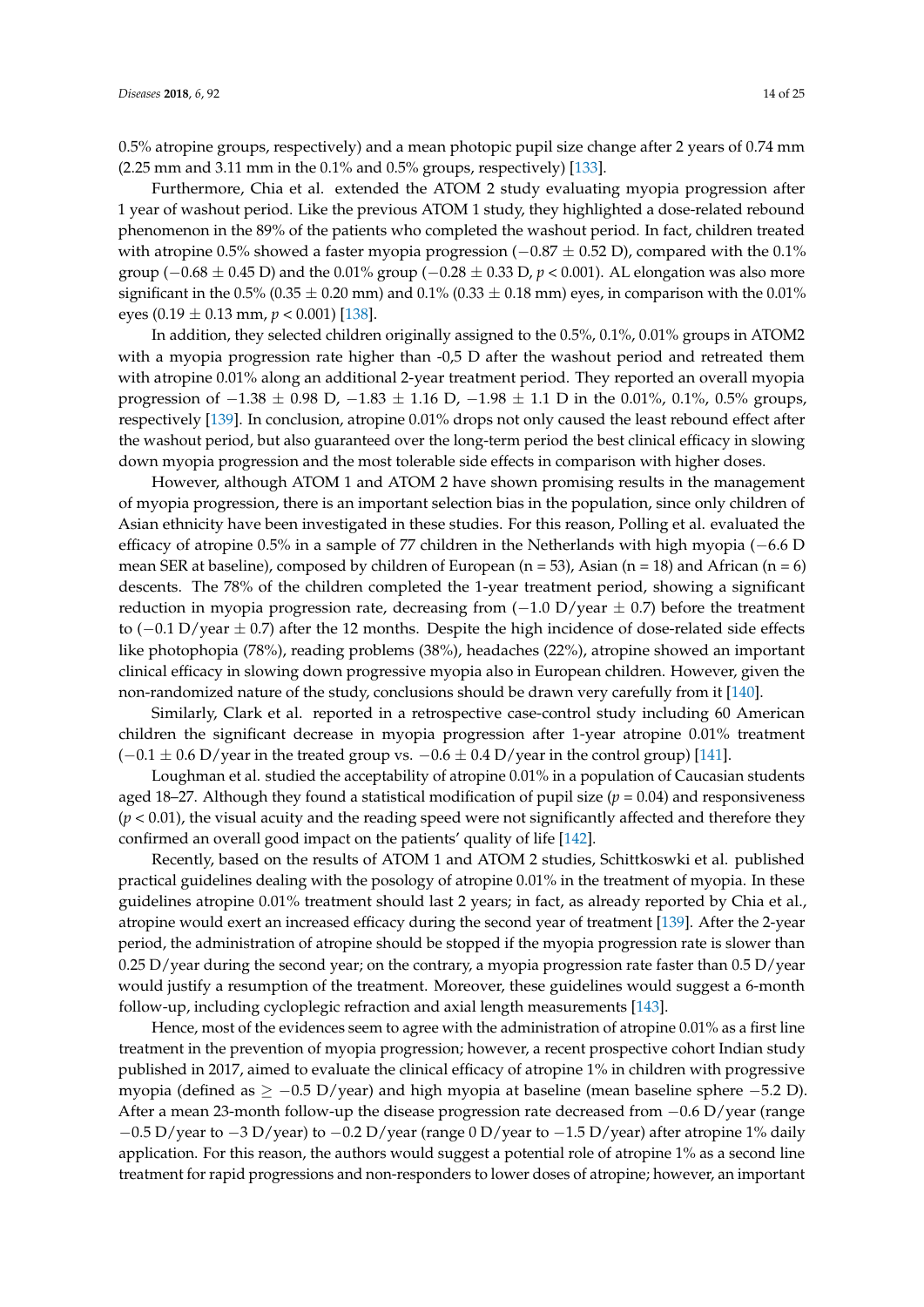0.5% atropine groups, respectively) and a mean photopic pupil size change after 2 years of 0.74 mm (2.25 mm and 3.11 mm in the 0.1% and 0.5% groups, respectively) [133].

Furthermore, Chia et al. extended the ATOM 2 study evaluating myopia progression after 1 year of washout period. Like the previous ATOM 1 study, they highlighted a dose-related rebound phenomenon in the 89% of the patients who completed the washout period. In fact, children treated with atropine 0.5% showed a faster myopia progression ($-0.87 \pm 0.52$ D), compared with the 0.1% group ($-0.68 \pm 0.45$ D) and the 0.01% group ($-0.28 \pm 0.33$ D, $p < 0.001$). AL elongation was also more significant in the 0.5% ($0.35 \pm 0.20$ mm) and 0.1% ($0.33 \pm 0.18$ mm) eyes, in comparison with the 0.01% eyes ($0.19 \pm 0.13$ mm, $p < 0.001$) [138].

In addition, they selected children originally assigned to the 0.5%, 0.1%, 0.01% groups in ATOM2 with a myopia progression rate higher than -0,5 D after the washout period and retreated them with atropine 0.01% along an additional 2-year treatment period. They reported an overall myopia progression of $-1.38 \pm 0.98$ D, $-1.83 \pm 1.16$ D, $-1.98 \pm 1.1$ D in the 0.01%, 0.1%, 0.5% groups, respectively [139]. In conclusion, atropine 0.01% drops not only caused the least rebound effect after the washout period, but also guaranteed over the long-term period the best clinical efficacy in slowing down myopia progression and the most tolerable side effects in comparison with higher doses.

However, although ATOM 1 and ATOM 2 have shown promising results in the management of myopia progression, there is an important selection bias in the population, since only children of Asian ethnicity have been investigated in these studies. For this reason, Polling et al. evaluated the efficacy of atropine 0.5% in a sample of 77 children in the Netherlands with high myopia ($-6.6$ D mean SER at baseline), composed by children of European (n = 53), Asian (n = 18) and African (n = 6) descents. The 78% of the children completed the 1-year treatment period, showing a significant reduction in myopia progression rate, decreasing from ($-1.0$ D/year $\pm$ 0.7) before the treatment to ($-0.1$ D/year $\pm$ 0.7) after the 12 months. Despite the high incidence of dose-related side effects like photophopia (78%), reading problems (38%), headaches (22%), atropine showed an important clinical efficacy in slowing down progressive myopia also in European children. However, given the non-randomized nature of the study, conclusions should be drawn very carefully from it [140].

Similarly, Clark et al. reported in a retrospective case-control study including 60 American children the significant decrease in myopia progression after 1-year atropine 0.01% treatment ($-0.1 \pm 0.6$ D/year in the treated group vs. $-0.6 \pm 0.4$ D/year in the control group) [141].

Loughman et al. studied the acceptability of atropine 0.01% in a population of Caucasian students aged 18–27. Although they found a statistical modification of pupil size ($p = 0.04$) and responsiveness ($p < 0.01$), the visual acuity and the reading speed were not significantly affected and therefore they confirmed an overall good impact on the patients' quality of life [142].

Recently, based on the results of ATOM 1 and ATOM 2 studies, Schittkoswki et al. published practical guidelines dealing with the posology of atropine 0.01% in the treatment of myopia. In these guidelines atropine 0.01% treatment should last 2 years; in fact, as already reported by Chia et al., atropine would exert an increased efficacy during the second year of treatment [139]. After the 2-year period, the administration of atropine should be stopped if the myopia progression rate is slower than 0.25 D/year during the second year; on the contrary, a myopia progression rate faster than 0.5 D/year would justify a resumption of the treatment. Moreover, these guidelines would suggest a 6-month follow-up, including cycloplegic refraction and axial length measurements [143].

Hence, most of the evidences seem to agree with the administration of atropine 0.01% as a first line treatment in the prevention of myopia progression; however, a recent prospective cohort Indian study published in 2017, aimed to evaluate the clinical efficacy of atropine 1% in children with progressive myopia (defined as $\geq -0.5$ D/year) and high myopia at baseline (mean baseline sphere $-5.2$ D). After a mean 23-month follow-up the disease progression rate decreased from $-0.6$ D/year (range $-0.5$ D/year to $-3$ D/year) to $-0.2$ D/year (range 0 D/year to $-1.5$ D/year) after atropine 1% daily application. For this reason, the authors would suggest a potential role of atropine 1% as a second line treatment for rapid progressions and non-responders to lower doses of atropine; however, an important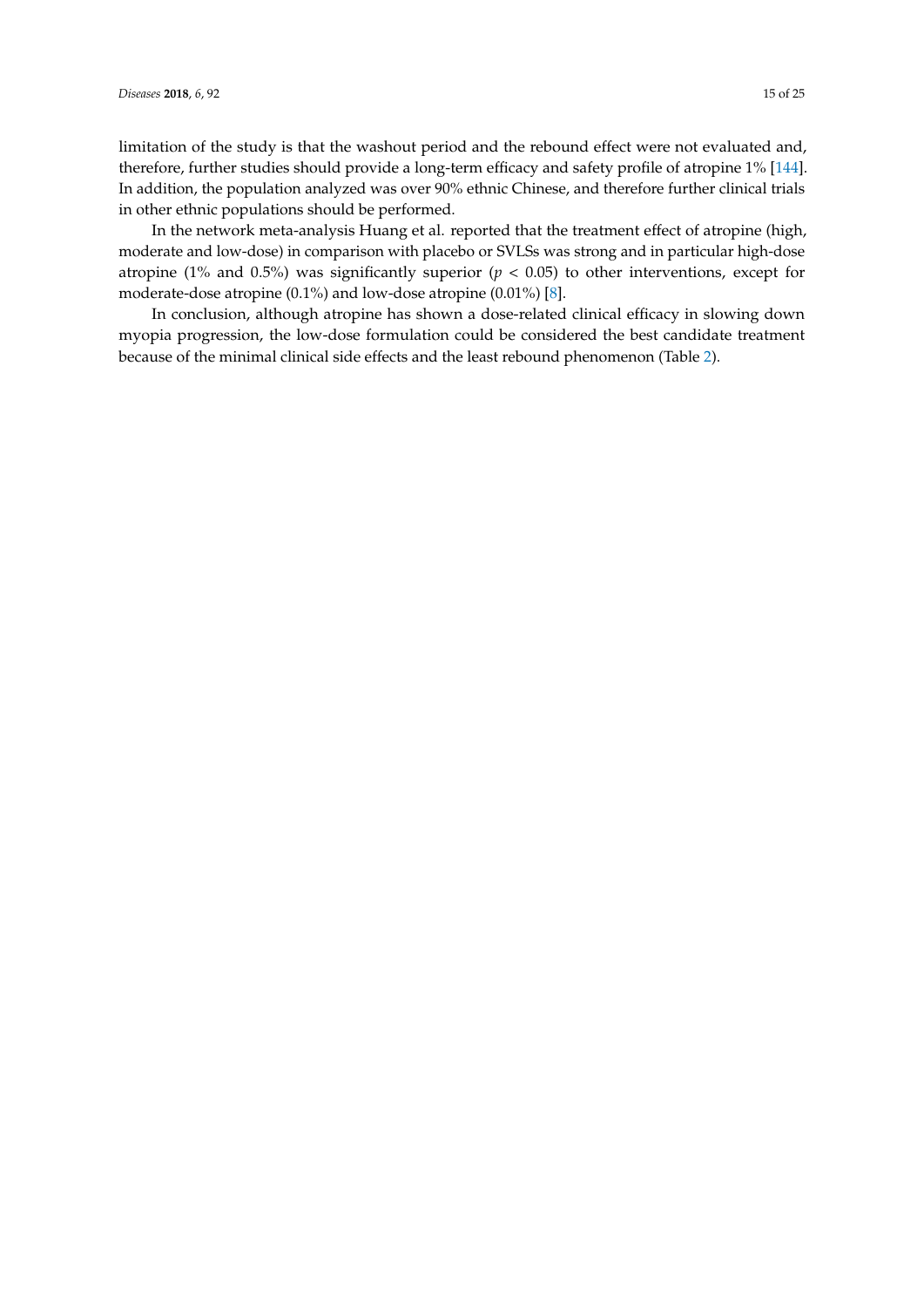limitation of the study is that the washout period and the rebound effect were not evaluated and, therefore, further studies should provide a long-term efficacy and safety profile of atropine 1% [144]. In addition, the population analyzed was over 90% ethnic Chinese, and therefore further clinical trials in other ethnic populations should be performed.

In the network meta-analysis Huang et al. reported that the treatment effect of atropine (high, moderate and low-dose) in comparison with placebo or SVLSs was strong and in particular high-dose atropine (1% and 0.5%) was significantly superior ($p < 0.05$) to other interventions, except for moderate-dose atropine (0.1%) and low-dose atropine (0.01%) [8].

In conclusion, although atropine has shown a dose-related clinical efficacy in slowing down myopia progression, the low-dose formulation could be considered the best candidate treatment because of the minimal clinical side effects and the least rebound phenomenon (Table 2).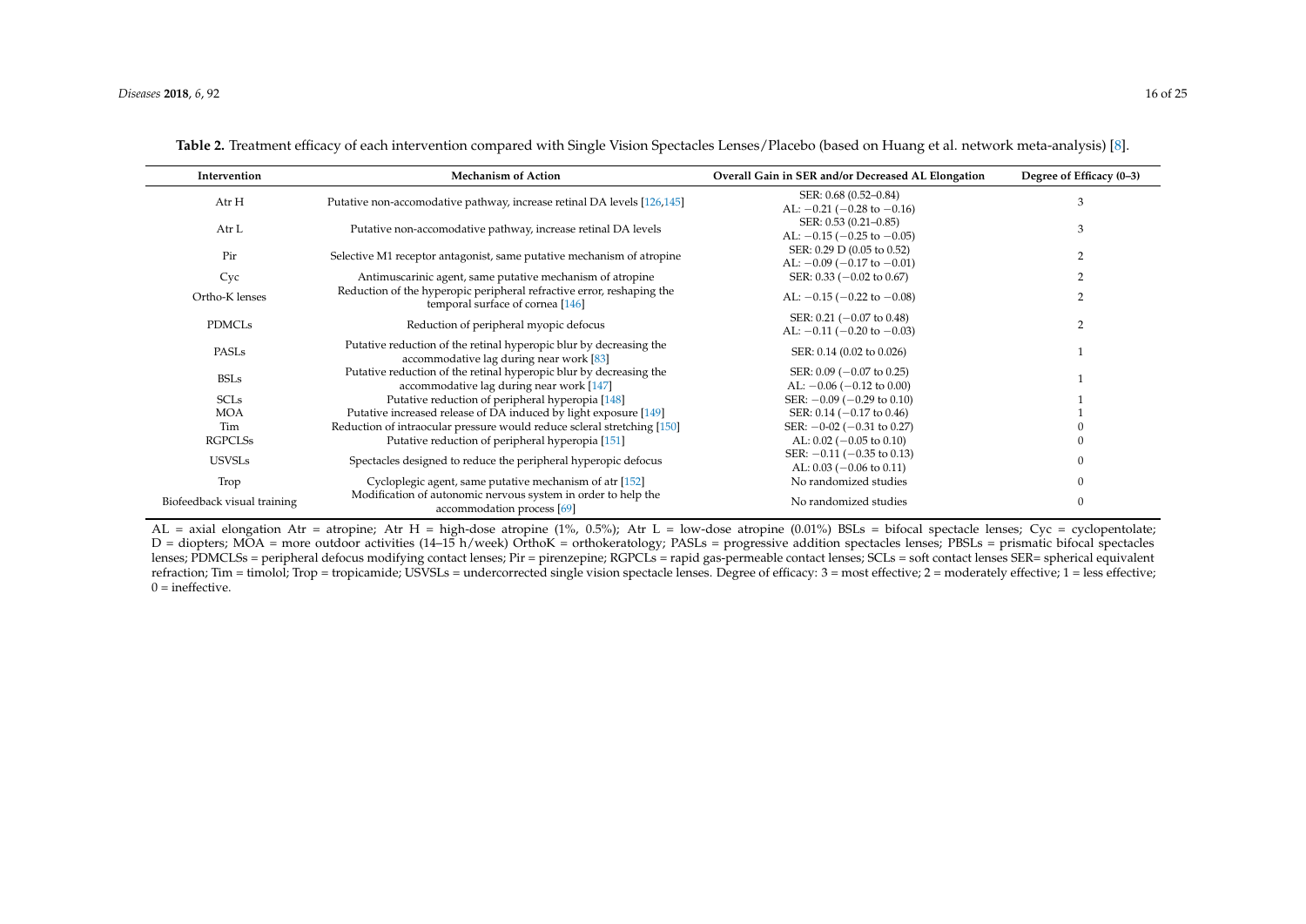**Table 2.** Treatment efficacy of each intervention compared with Single Vision Spectacles Lenses/Placebo (based on Huang et al. network meta-analysis) [8].

| Intervention | Mechanism of Action | Overall Gain in SER and/or Decreased AL Elongation | Degree of Efficacy (0–3) |
|---|---|---|---|
| Atr H | Putative non-accomodative pathway, increase retinal DA levels [126,145] | SER: 0.68 (0.52–0.84)<br>AL: −0.21 (−0.28 to −0.16) | 3 |
| Atr L | Putative non-accomodative pathway, increase retinal DA levels | SER: 0.53 (0.21–0.85)<br>AL: −0.15 (−0.25 to −0.05) | 3 |
| Pir | Selective M1 receptor antagonist, same putative mechanism of atropine | SER: 0.29 D (0.05 to 0.52)<br>AL: −0.09 (−0.17 to −0.01) | 2 |
| Cyc | Antimuscarinic agent, same putative mechanism of atropine | SER: 0.33 (−0.02 to 0.67) | 2 |
| Ortho-K lenses | Reduction of the hyperopic peripheral refractive error, reshaping the temporal surface of cornea [146] | AL: −0.15 (−0.22 to −0.08) | 2 |
| PDMCLs | Reduction of peripheral myopic defocus | SER: 0.21 (−0.07 to 0.48)<br>AL: −0.11 (−0.20 to −0.03) | 2 |
| PASLs | Putative reduction of the retinal hyperopic blur by decreasing the accommodative lag during near work [83] | SER: 0.14 (0.02 to 0.026) | 1 |
| BSLs | Putative reduction of the retinal hyperopic blur by decreasing the accommodative lag during near work [147] | SER: 0.09 (−0.07 to 0.25)<br>AL: −0.06 (−0.12 to 0.00) | 1 |
| SCLs | Putative reduction of peripheral hyperopia [148] | SER: −0.09 (−0.29 to 0.10) | 1 |
| MOA | Putative increased release of DA induced by light exposure [149] | SER: 0.14 (−0.17 to 0.46) | 1 |
| Tim | Reduction of intraocular pressure would reduce scleral stretching [150] | SER: −0-02 (−0.31 to 0.27) | 0 |
| RGPCLSs | Putative reduction of peripheral hyperopia [151] | AL: 0.02 (−0.05 to 0.10) | 0 |
| USVSLs | Spectacles designed to reduce the peripheral hyperopic defocus | SER: −0.11 (−0.35 to 0.13)<br>AL: 0.03 (−0.06 to 0.11) | 0 |
| Trop | Cycloplegic agent, same putative mechanism of atr [152] | No randomized studies | 0 |
| Biofeedback visual training | Modification of autonomic nervous system in order to help the accommodation process [69] | No randomized studies | 0 |

AL = axial elongation Atr = atropine; Atr H = high-dose atropine (1%, 0.5%); Atr L = low-dose atropine (0.01%) BSLs = bifocal spectacle lenses; Cyc = cyclopentolate; D = diopters; MOA = more outdoor activities (14–15 h/week) OrthoK = orthokeratology; PASLs = progressive addition spectacles lenses; PBSLs = prismatic bifocal spectacles lenses; PDMCLSs = peripheral defocus modifying contact lenses; Pir = pirenzepine; RGPCLs = rapid gas-permeable contact lenses; SCLs = soft contact lenses SER= spherical equivalent refraction; Tim = timolol; Trop = tropicamide; USVSLs = undercorrected single vision spectacle lenses. Degree of efficacy: 3 = most effective; 2 = moderately effective; 1 = less effective; 0 = ineffective.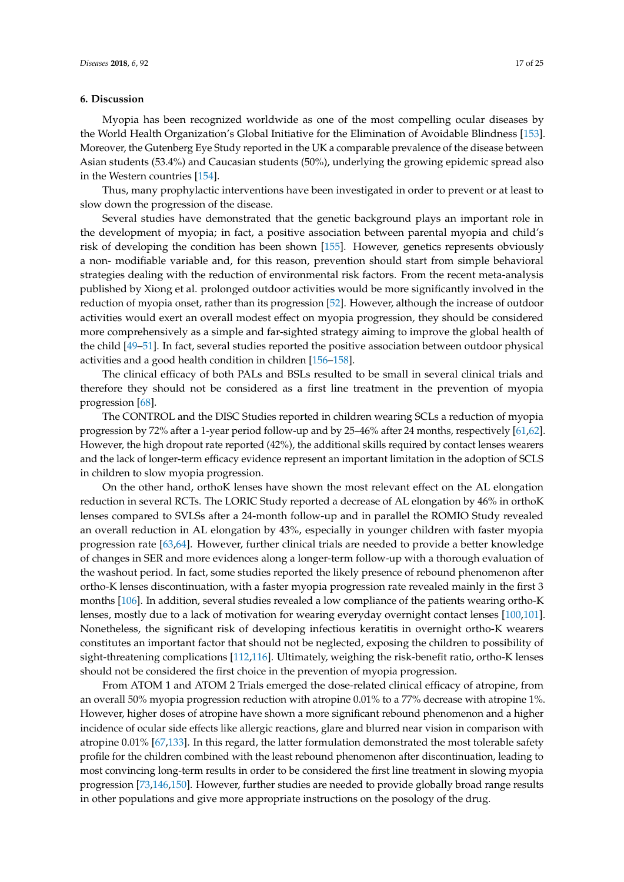## 6. Discussion

Myopia has been recognized worldwide as one of the most compelling ocular diseases by the World Health Organization's Global Initiative for the Elimination of Avoidable Blindness [153]. Moreover, the Gutenberg Eye Study reported in the UK a comparable prevalence of the disease between Asian students (53.4%) and Caucasian students (50%), underlying the growing epidemic spread also in the Western countries [154].

Thus, many prophylactic interventions have been investigated in order to prevent or at least to slow down the progression of the disease.

Several studies have demonstrated that the genetic background plays an important role in the development of myopia; in fact, a positive association between parental myopia and child's risk of developing the condition has been shown [155]. However, genetics represents obviously a non- modifiable variable and, for this reason, prevention should start from simple behavioral strategies dealing with the reduction of environmental risk factors. From the recent meta-analysis published by Xiong et al. prolonged outdoor activities would be more significantly involved in the reduction of myopia onset, rather than its progression [52]. However, although the increase of outdoor activities would exert an overall modest effect on myopia progression, they should be considered more comprehensively as a simple and far-sighted strategy aiming to improve the global health of the child [49–51]. In fact, several studies reported the positive association between outdoor physical activities and a good health condition in children [156–158].

The clinical efficacy of both PALs and BSLs resulted to be small in several clinical trials and therefore they should not be considered as a first line treatment in the prevention of myopia progression [68].

The CONTROL and the DISC Studies reported in children wearing SCLs a reduction of myopia progression by 72% after a 1-year period follow-up and by 25–46% after 24 months, respectively [61,62]. However, the high dropout rate reported (42%), the additional skills required by contact lenses wearers and the lack of longer-term efficacy evidence represent an important limitation in the adoption of SCLS in children to slow myopia progression.

On the other hand, orthoK lenses have shown the most relevant effect on the AL elongation reduction in several RCTs. The LORIC Study reported a decrease of AL elongation by 46% in orthoK lenses compared to SVLSs after a 24-month follow-up and in parallel the ROMIO Study revealed an overall reduction in AL elongation by 43%, especially in younger children with faster myopia progression rate [63,64]. However, further clinical trials are needed to provide a better knowledge of changes in SER and more evidences along a longer-term follow-up with a thorough evaluation of the washout period. In fact, some studies reported the likely presence of rebound phenomenon after ortho-K lenses discontinuation, with a faster myopia progression rate revealed mainly in the first 3 months [106]. In addition, several studies revealed a low compliance of the patients wearing ortho-K lenses, mostly due to a lack of motivation for wearing everyday overnight contact lenses [100,101]. Nonetheless, the significant risk of developing infectious keratitis in overnight ortho-K wearers constitutes an important factor that should not be neglected, exposing the children to possibility of sight-threatening complications [112,116]. Ultimately, weighing the risk-benefit ratio, ortho-K lenses should not be considered the first choice in the prevention of myopia progression.

From ATOM 1 and ATOM 2 Trials emerged the dose-related clinical efficacy of atropine, from an overall 50% myopia progression reduction with atropine 0.01% to a 77% decrease with atropine 1%. However, higher doses of atropine have shown a more significant rebound phenomenon and a higher incidence of ocular side effects like allergic reactions, glare and blurred near vision in comparison with atropine 0.01% [67,133]. In this regard, the latter formulation demonstrated the most tolerable safety profile for the children combined with the least rebound phenomenon after discontinuation, leading to most convincing long-term results in order to be considered the first line treatment in slowing myopia progression [73,146,150]. However, further studies are needed to provide globally broad range results in other populations and give more appropriate instructions on the posology of the drug.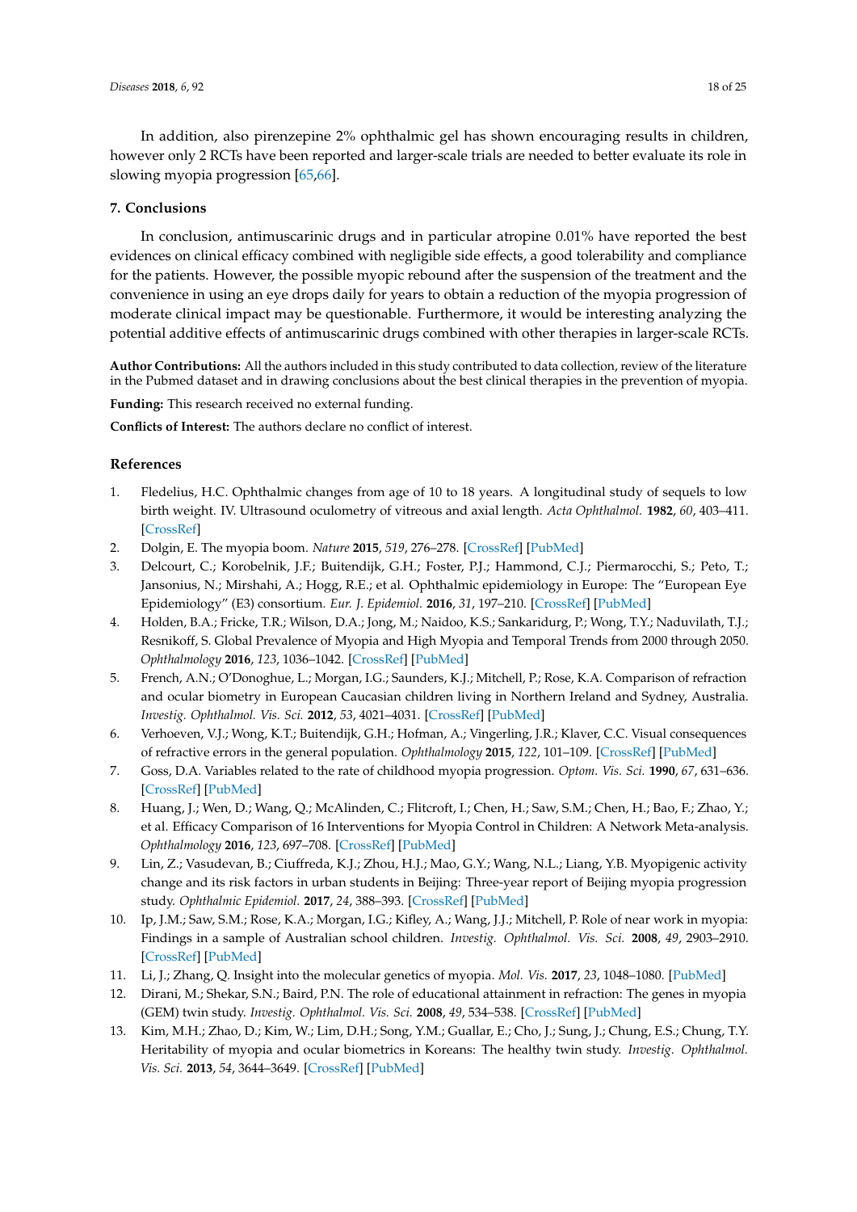In addition, also pirenzepine 2% ophthalmic gel has shown encouraging results in children, however only 2 RCTs have been reported and larger-scale trials are needed to better evaluate its role in slowing myopia progression [65,66].

## 7. Conclusions

In conclusion, antimuscarinic drugs and in particular atropine 0.01% have reported the best evidences on clinical efficacy combined with negligible side effects, a good tolerability and compliance for the patients. However, the possible myopic rebound after the suspension of the treatment and the convenience in using an eye drops daily for years to obtain a reduction of the myopia progression of moderate clinical impact may be questionable. Furthermore, it would be interesting analyzing the potential additive effects of antimuscarinic drugs combined with other therapies in larger-scale RCTs.

**Author Contributions:** All the authors included in this study contributed to data collection, review of the literature in the Pubmed dataset and in drawing conclusions about the best clinical therapies in the prevention of myopia.

**Funding:** This research received no external funding.

**Conflicts of Interest:** The authors declare no conflict of interest.

## References

1. Fledelius, H.C. Ophthalmic changes from age of 10 to 18 years. A longitudinal study of sequels to low birth weight. IV. Ultrasound oculometry of vitreous and axial length. *Acta Ophthalmol.* **1982**, *60*, 403–411. [CrossRef]
2. Dolgin, E. The myopia boom. *Nature* **2015**, *519*, 276–278. [CrossRef] [PubMed]
3. Delcourt, C.; Korobelnik, J.F.; Buitendijk, G.H.; Foster, P.J.; Hammond, C.J.; Piermarocchi, S.; Peto, T.; Jansonius, N.; Mirshahi, A.; Hogg, R.E.; et al. Ophthalmic epidemiology in Europe: The "European Eye Epidemiology" (E3) consortium. *Eur. J. Epidemiol.* **2016**, *31*, 197–210. [CrossRef] [PubMed]
4. Holden, B.A.; Fricke, T.R.; Wilson, D.A.; Jong, M.; Naidoo, K.S.; Sankaridurg, P.; Wong, T.Y.; Naduvilath, T.J.; Resnikoff, S. Global Prevalence of Myopia and High Myopia and Temporal Trends from 2000 through 2050. *Ophthalmology* **2016**, *123*, 1036–1042. [CrossRef] [PubMed]
5. French, A.N.; O'Donoghue, L.; Morgan, I.G.; Saunders, K.J.; Mitchell, P.; Rose, K.A. Comparison of refraction and ocular biometry in European Caucasian children living in Northern Ireland and Sydney, Australia. *Investig. Ophthalmol. Vis. Sci.* **2012**, *53*, 4021–4031. [CrossRef] [PubMed]
6. Verhoeven, V.J.; Wong, K.T.; Buitendijk, G.H.; Hofman, A.; Vingerling, J.R.; Klaver, C.C. Visual consequences of refractive errors in the general population. *Ophthalmology* **2015**, *122*, 101–109. [CrossRef] [PubMed]
7. Goss, D.A. Variables related to the rate of childhood myopia progression. *Optom. Vis. Sci.* **1990**, *67*, 631–636. [CrossRef] [PubMed]
8. Huang, J.; Wen, D.; Wang, Q.; McAlinden, C.; Flitcroft, I.; Chen, H.; Saw, S.M.; Chen, H.; Bao, F.; Zhao, Y.; et al. Efficacy Comparison of 16 Interventions for Myopia Control in Children: A Network Meta-analysis. *Ophthalmology* **2016**, *123*, 697–708. [CrossRef] [PubMed]
9. Lin, Z.; Vasudevan, B.; Ciuffreda, K.J.; Zhou, H.J.; Mao, G.Y.; Wang, N.L.; Liang, Y.B. Myopigenic activity change and its risk factors in urban students in Beijing: Three-year report of Beijing myopia progression study. *Ophthalmic Epidemiol.* **2017**, *24*, 388–393. [CrossRef] [PubMed]
10. Ip, J.M.; Saw, S.M.; Rose, K.A.; Morgan, I.G.; Kifley, A.; Wang, J.J.; Mitchell, P. Role of near work in myopia: Findings in a sample of Australian school children. *Investig. Ophthalmol. Vis. Sci.* **2008**, *49*, 2903–2910. [CrossRef] [PubMed]
11. Li, J.; Zhang, Q. Insight into the molecular genetics of myopia. *Mol. Vis.* **2017**, *23*, 1048–1080. [PubMed]
12. Dirani, M.; Shekar, S.N.; Baird, P.N. The role of educational attainment in refraction: The genes in myopia (GEM) twin study. *Investig. Ophthalmol. Vis. Sci.* **2008**, *49*, 534–538. [CrossRef] [PubMed]
13. Kim, M.H.; Zhao, D.; Kim, W.; Lim, D.H.; Song, Y.M.; Guallar, E.; Cho, J.; Sung, J.; Chung, E.S.; Chung, T.Y. Heritability of myopia and ocular biometrics in Koreans: The healthy twin study. *Investig. Ophthalmol. Vis. Sci.* **2013**, *54*, 3644–3649. [CrossRef] [PubMed]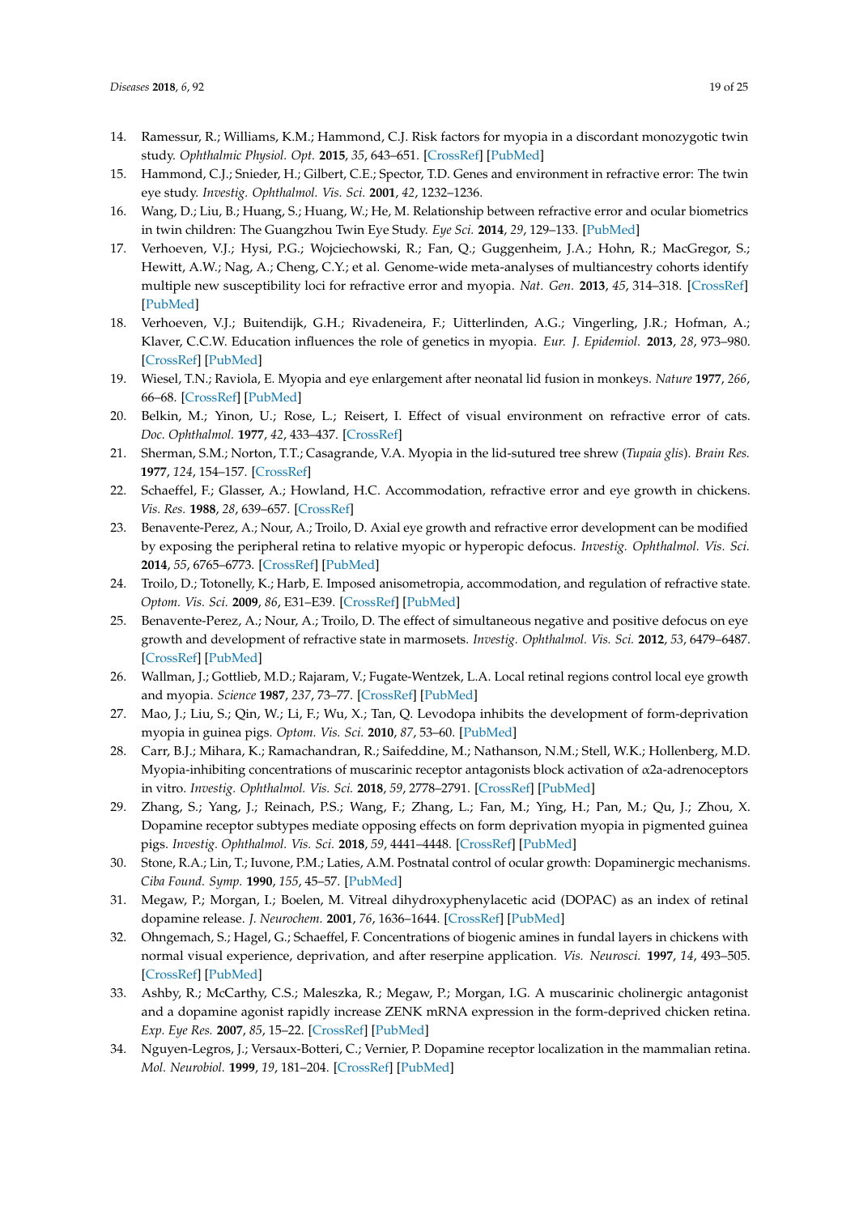14. Ramessur, R.; Williams, K.M.; Hammond, C.J. Risk factors for myopia in a discordant monozygotic twin study. *Ophthalmic Physiol. Opt.* **2015**, *35*, 643–651. [CrossRef] [PubMed]
15. Hammond, C.J.; Snieder, H.; Gilbert, C.E.; Spector, T.D. Genes and environment in refractive error: The twin eye study. *Investig. Ophthalmol. Vis. Sci.* **2001**, *42*, 1232–1236.
16. Wang, D.; Liu, B.; Huang, S.; Huang, W.; He, M. Relationship between refractive error and ocular biometrics in twin children: The Guangzhou Twin Eye Study. *Eye Sci.* **2014**, *29*, 129–133. [PubMed]
17. Verhoeven, V.J.; Hysi, P.G.; Wojciechowski, R.; Fan, Q.; Guggenheim, J.A.; Hohn, R.; MacGregor, S.; Hewitt, A.W.; Nag, A.; Cheng, C.Y.; et al. Genome-wide meta-analyses of multiancestry cohorts identify multiple new susceptibility loci for refractive error and myopia. *Nat. Gen.* **2013**, *45*, 314–318. [CrossRef] [PubMed]
18. Verhoeven, V.J.; Buitendijk, G.H.; Rivadeneira, F.; Uitterlinden, A.G.; Vingerling, J.R.; Hofman, A.; Klaver, C.C.W. Education influences the role of genetics in myopia. *Eur. J. Epidemiol.* **2013**, *28*, 973–980. [CrossRef] [PubMed]
19. Wiesel, T.N.; Raviola, E. Myopia and eye enlargement after neonatal lid fusion in monkeys. *Nature* **1977**, *266*, 66–68. [CrossRef] [PubMed]
20. Belkin, M.; Yinon, U.; Rose, L.; Reisert, I. Effect of visual environment on refractive error of cats. *Doc. Ophthalmol.* **1977**, *42*, 433–437. [CrossRef]
21. Sherman, S.M.; Norton, T.T.; Casagrande, V.A. Myopia in the lid-sutured tree shrew (*Tupaia glis*). *Brain Res.* **1977**, *124*, 154–157. [CrossRef]
22. Schaeffel, F.; Glasser, A.; Howland, H.C. Accommodation, refractive error and eye growth in chickens. *Vis. Res.* **1988**, *28*, 639–657. [CrossRef]
23. Benavente-Perez, A.; Nour, A.; Troilo, D. Axial eye growth and refractive error development can be modified by exposing the peripheral retina to relative myopic or hyperopic defocus. *Investig. Ophthalmol. Vis. Sci.* **2014**, *55*, 6765–6773. [CrossRef] [PubMed]
24. Troilo, D.; Totonelly, K.; Harb, E. Imposed anisometropia, accommodation, and regulation of refractive state. *Optom. Vis. Sci.* **2009**, *86*, E31–E39. [CrossRef] [PubMed]
25. Benavente-Perez, A.; Nour, A.; Troilo, D. The effect of simultaneous negative and positive defocus on eye growth and development of refractive state in marmosets. *Investig. Ophthalmol. Vis. Sci.* **2012**, *53*, 6479–6487. [CrossRef] [PubMed]
26. Wallman, J.; Gottlieb, M.D.; Rajaram, V.; Fugate-Wentzek, L.A. Local retinal regions control local eye growth and myopia. *Science* **1987**, *237*, 73–77. [CrossRef] [PubMed]
27. Mao, J.; Liu, S.; Qin, W.; Li, F.; Wu, X.; Tan, Q. Levodopa inhibits the development of form-deprivation myopia in guinea pigs. *Optom. Vis. Sci.* **2010**, *87*, 53–60. [PubMed]
28. Carr, B.J.; Mihara, K.; Ramachandran, R.; Saifeddine, M.; Nathanson, N.M.; Stell, W.K.; Hollenberg, M.D. Myopia-inhibiting concentrations of muscarinic receptor antagonists block activation of α2a-adrenoceptors in vitro. *Investig. Ophthalmol. Vis. Sci.* **2018**, *59*, 2778–2791. [CrossRef] [PubMed]
29. Zhang, S.; Yang, J.; Reinach, P.S.; Wang, F.; Zhang, L.; Fan, M.; Ying, H.; Pan, M.; Qu, J.; Zhou, X. Dopamine receptor subtypes mediate opposing effects on form deprivation myopia in pigmented guinea pigs. *Investig. Ophthalmol. Vis. Sci.* **2018**, *59*, 4441–4448. [CrossRef] [PubMed]
30. Stone, R.A.; Lin, T.; Iuvone, P.M.; Laties, A.M. Postnatal control of ocular growth: Dopaminergic mechanisms. *Ciba Found. Symp.* **1990**, *155*, 45–57. [PubMed]
31. Megaw, P.; Morgan, I.; Boelen, M. Vitreal dihydroxyphenylacetic acid (DOPAC) as an index of retinal dopamine release. *J. Neurochem.* **2001**, *76*, 1636–1644. [CrossRef] [PubMed]
32. Ohngemach, S.; Hagel, G.; Schaeffel, F. Concentrations of biogenic amines in fundal layers in chickens with normal visual experience, deprivation, and after reserpine application. *Vis. Neurosci.* **1997**, *14*, 493–505. [CrossRef] [PubMed]
33. Ashby, R.; McCarthy, C.S.; Maleszka, R.; Megaw, P.; Morgan, I.G. A muscarinic cholinergic antagonist and a dopamine agonist rapidly increase ZENK mRNA expression in the form-deprived chicken retina. *Exp. Eye Res.* **2007**, *85*, 15–22. [CrossRef] [PubMed]
34. Nguyen-Legros, J.; Versaux-Botteri, C.; Vernier, P. Dopamine receptor localization in the mammalian retina. *Mol. Neurobiol.* **1999**, *19*, 181–204. [CrossRef] [PubMed]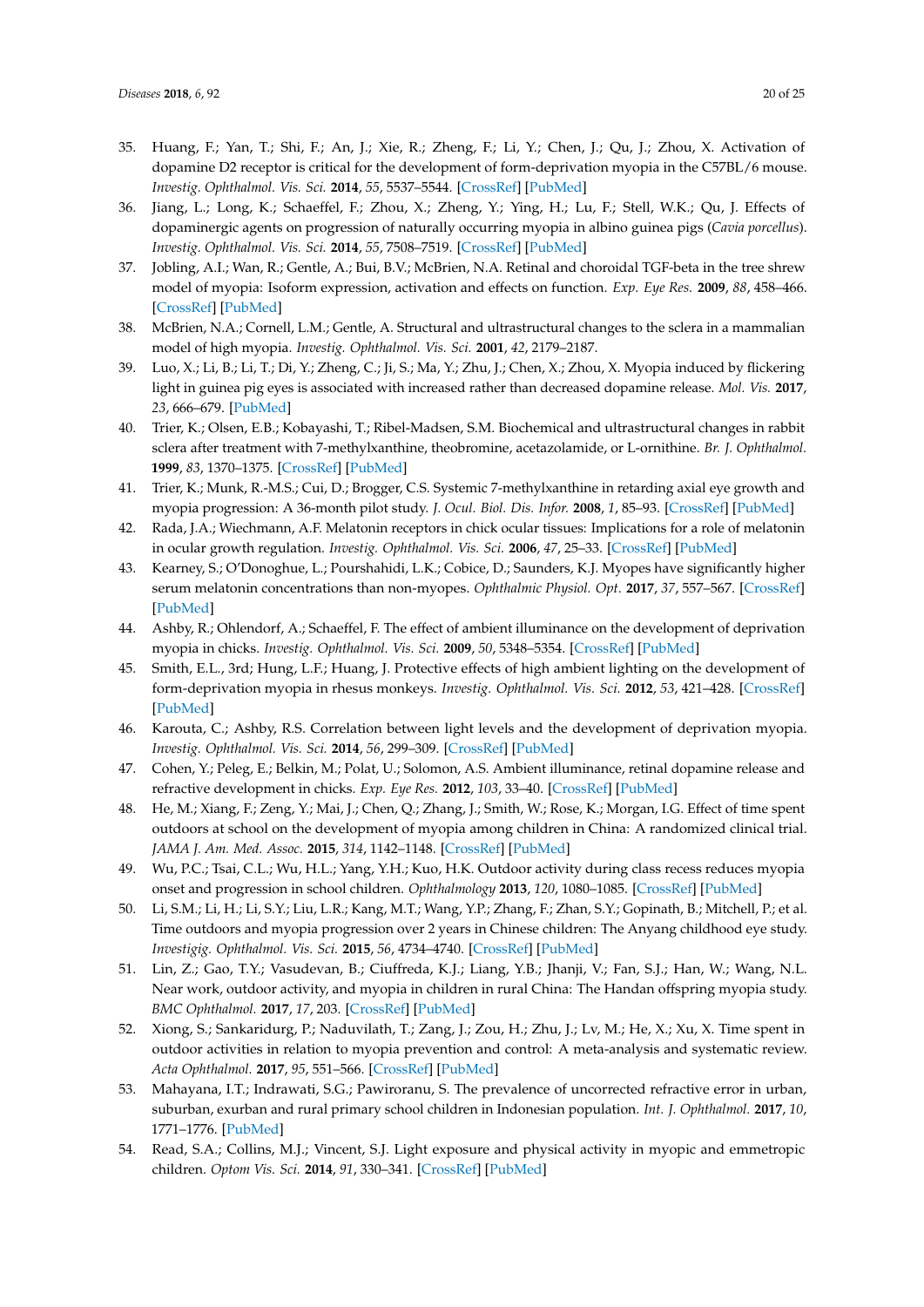35. Huang, F.; Yan, T.; Shi, F.; An, J.; Xie, R.; Zheng, F.; Li, Y.; Chen, J.; Qu, J.; Zhou, X. Activation of dopamine D2 receptor is critical for the development of form-deprivation myopia in the C57BL/6 mouse. *Investig. Ophthalmol. Vis. Sci.* **2014**, *55*, 5537–5544. [CrossRef] [PubMed]
36. Jiang, L.; Long, K.; Schaeffel, F.; Zhou, X.; Zheng, Y.; Ying, H.; Lu, F.; Stell, W.K.; Qu, J. Effects of dopaminergic agents on progression of naturally occurring myopia in albino guinea pigs (*Cavia porcellus*). *Investig. Ophthalmol. Vis. Sci.* **2014**, *55*, 7508–7519. [CrossRef] [PubMed]
37. Jobling, A.I.; Wan, R.; Gentle, A.; Bui, B.V.; McBrien, N.A. Retinal and choroidal TGF-beta in the tree shrew model of myopia: Isoform expression, activation and effects on function. *Exp. Eye Res.* **2009**, *88*, 458–466. [CrossRef] [PubMed]
38. McBrien, N.A.; Cornell, L.M.; Gentle, A. Structural and ultrastructural changes to the sclera in a mammalian model of high myopia. *Investig. Ophthalmol. Vis. Sci.* **2001**, *42*, 2179–2187.
39. Luo, X.; Li, B.; Li, T.; Di, Y.; Zheng, C.; Ji, S.; Ma, Y.; Zhu, J.; Chen, X.; Zhou, X. Myopia induced by flickering light in guinea pig eyes is associated with increased rather than decreased dopamine release. *Mol. Vis.* **2017**, *23*, 666–679. [PubMed]
40. Trier, K.; Olsen, E.B.; Kobayashi, T.; Ribel-Madsen, S.M. Biochemical and ultrastructural changes in rabbit sclera after treatment with 7-methylxanthine, theobromine, acetazolamide, or L-ornithine. *Br. J. Ophthalmol.* **1999**, *83*, 1370–1375. [CrossRef] [PubMed]
41. Trier, K.; Munk, R.-M.S.; Cui, D.; Brogger, C.S. Systemic 7-methylxanthine in retarding axial eye growth and myopia progression: A 36-month pilot study. *J. Ocul. Biol. Dis. Infor.* **2008**, *1*, 85–93. [CrossRef] [PubMed]
42. Rada, J.A.; Wiechmann, A.F. Melatonin receptors in chick ocular tissues: Implications for a role of melatonin in ocular growth regulation. *Investig. Ophthalmol. Vis. Sci.* **2006**, *47*, 25–33. [CrossRef] [PubMed]
43. Kearney, S.; O'Donoghue, L.; Pourshahidi, L.K.; Cobice, D.; Saunders, K.J. Myopes have significantly higher serum melatonin concentrations than non-myopes. *Ophthalmic Physiol. Opt.* **2017**, *37*, 557–567. [CrossRef] [PubMed]
44. Ashby, R.; Ohlendorf, A.; Schaeffel, F. The effect of ambient illuminance on the development of deprivation myopia in chicks. *Investig. Ophthalmol. Vis. Sci.* **2009**, *50*, 5348–5354. [CrossRef] [PubMed]
45. Smith, E.L., 3rd; Hung, L.F.; Huang, J. Protective effects of high ambient lighting on the development of form-deprivation myopia in rhesus monkeys. *Investig. Ophthalmol. Vis. Sci.* **2012**, *53*, 421–428. [CrossRef] [PubMed]
46. Karouta, C.; Ashby, R.S. Correlation between light levels and the development of deprivation myopia. *Investig. Ophthalmol. Vis. Sci.* **2014**, *56*, 299–309. [CrossRef] [PubMed]
47. Cohen, Y.; Peleg, E.; Belkin, M.; Polat, U.; Solomon, A.S. Ambient illuminance, retinal dopamine release and refractive development in chicks. *Exp. Eye Res.* **2012**, *103*, 33–40. [CrossRef] [PubMed]
48. He, M.; Xiang, F.; Zeng, Y.; Mai, J.; Chen, Q.; Zhang, J.; Smith, W.; Rose, K.; Morgan, I.G. Effect of time spent outdoors at school on the development of myopia among children in China: A randomized clinical trial. *JAMA J. Am. Med. Assoc.* **2015**, *314*, 1142–1148. [CrossRef] [PubMed]
49. Wu, P.C.; Tsai, C.L.; Wu, H.L.; Yang, Y.H.; Kuo, H.K. Outdoor activity during class recess reduces myopia onset and progression in school children. *Ophthalmology* **2013**, *120*, 1080–1085. [CrossRef] [PubMed]
50. Li, S.M.; Li, H.; Li, S.Y.; Liu, L.R.; Kang, M.T.; Wang, Y.P.; Zhang, F.; Zhan, S.Y.; Gopinath, B.; Mitchell, P.; et al. Time outdoors and myopia progression over 2 years in Chinese children: The Anyang childhood eye study. *Investigig. Ophthalmol. Vis. Sci.* **2015**, *56*, 4734–4740. [CrossRef] [PubMed]
51. Lin, Z.; Gao, T.Y.; Vasudevan, B.; Ciuffreda, K.J.; Liang, Y.B.; Jhanji, V.; Fan, S.J.; Han, W.; Wang, N.L. Near work, outdoor activity, and myopia in children in rural China: The Handan offspring myopia study. *BMC Ophthalmol.* **2017**, *17*, 203. [CrossRef] [PubMed]
52. Xiong, S.; Sankaridurg, P.; Naduvilath, T.; Zang, J.; Zou, H.; Zhu, J.; Lv, M.; He, X.; Xu, X. Time spent in outdoor activities in relation to myopia prevention and control: A meta-analysis and systematic review. *Acta Ophthalmol.* **2017**, *95*, 551–566. [CrossRef] [PubMed]
53. Mahayana, I.T.; Indrawati, S.G.; Pawiroranu, S. The prevalence of uncorrected refractive error in urban, suburban, exurban and rural primary school children in Indonesian population. *Int. J. Ophthalmol.* **2017**, *10*, 1771–1776. [PubMed]
54. Read, S.A.; Collins, M.J.; Vincent, S.J. Light exposure and physical activity in myopic and emmetropic children. *Optom Vis. Sci.* **2014**, *91*, 330–341. [CrossRef] [PubMed]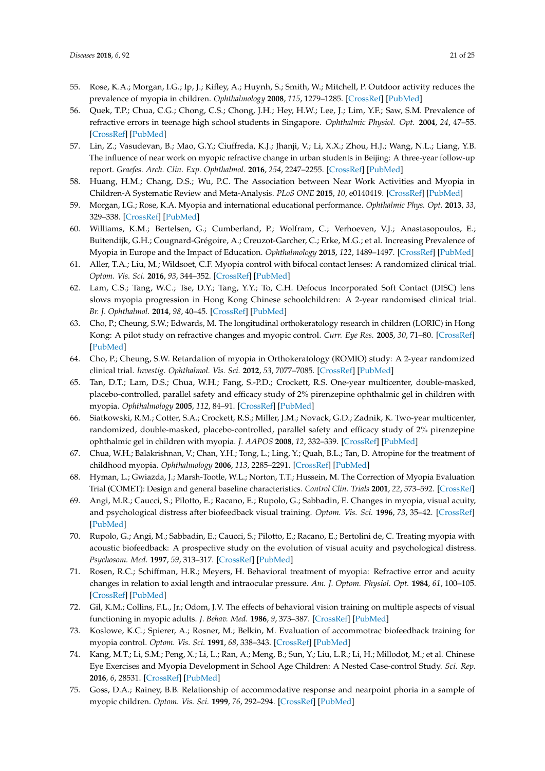55. Rose, K.A.; Morgan, I.G.; Ip, J.; Kifley, A.; Huynh, S.; Smith, W.; Mitchell, P. Outdoor activity reduces the prevalence of myopia in children. *Ophthalmology* **2008**, *115*, 1279–1285. [CrossRef] [PubMed]
56. Quek, T.P.; Chua, C.G.; Chong, C.S.; Chong, J.H.; Hey, H.W.; Lee, J.; Lim, Y.F.; Saw, S.M. Prevalence of refractive errors in teenage high school students in Singapore. *Ophthalmic Physiol. Opt.* **2004**, *24*, 47–55. [CrossRef] [PubMed]
57. Lin, Z.; Vasudevan, B.; Mao, G.Y.; Ciuffreda, K.J.; Jhanji, V.; Li, X.X.; Zhou, H.J.; Wang, N.L.; Liang, Y.B. The influence of near work on myopic refractive change in urban students in Beijing: A three-year follow-up report. *Graefes. Arch. Clin. Exp. Ophthalmol.* **2016**, *254*, 2247–2255. [CrossRef] [PubMed]
58. Huang, H.M.; Chang, D.S.; Wu, P.C. The Association between Near Work Activities and Myopia in Children-A Systematic Review and Meta-Analysis. *PLoS ONE* **2015**, *10*, e0140419. [CrossRef] [PubMed]
59. Morgan, I.G.; Rose, K.A. Myopia and international educational performance. *Ophthalmic Phys. Opt.* **2013**, *33*, 329–338. [CrossRef] [PubMed]
60. Williams, K.M.; Bertelsen, G.; Cumberland, P.; Wolfram, C.; Verhoeven, V.J.; Anastasopoulos, E.; Buitendijk, G.H.; Cougnard-Grégoire, A.; Creuzot-Garcher, C.; Erke, M.G.; et al. Increasing Prevalence of Myopia in Europe and the Impact of Education. *Ophthalmology* **2015**, *122*, 1489–1497. [CrossRef] [PubMed]
61. Aller, T.A.; Liu, M.; Wildsoet, C.F. Myopia control with bifocal contact lenses: A randomized clinical trial. *Optom. Vis. Sci.* **2016**, *93*, 344–352. [CrossRef] [PubMed]
62. Lam, C.S.; Tang, W.C.; Tse, D.Y.; Tang, Y.Y.; To, C.H. Defocus Incorporated Soft Contact (DISC) lens slows myopia progression in Hong Kong Chinese schoolchildren: A 2-year randomised clinical trial. *Br. J. Ophthalmol.* **2014**, *98*, 40–45. [CrossRef] [PubMed]
63. Cho, P.; Cheung, S.W.; Edwards, M. The longitudinal orthokeratology research in children (LORIC) in Hong Kong: A pilot study on refractive changes and myopic control. *Curr. Eye Res.* **2005**, *30*, 71–80. [CrossRef] [PubMed]
64. Cho, P.; Cheung, S.W. Retardation of myopia in Orthokeratology (ROMIO) study: A 2-year randomized clinical trial. *Investig. Ophthalmol. Vis. Sci.* **2012**, *53*, 7077–7085. [CrossRef] [PubMed]
65. Tan, D.T.; Lam, D.S.; Chua, W.H.; Fang, S.-P.D.; Crockett, R.S. One-year multicenter, double-masked, placebo-controlled, parallel safety and efficacy study of 2% pirenzepine ophthalmic gel in children with myopia. *Ophthalmology* **2005**, *112*, 84–91. [CrossRef] [PubMed]
66. Siatkowski, R.M.; Cotter, S.A.; Crockett, R.S.; Miller, J.M.; Novack, G.D.; Zadnik, K. Two-year multicenter, randomized, double-masked, placebo-controlled, parallel safety and efficacy study of 2% pirenzepine ophthalmic gel in children with myopia. *J. AAPOS* **2008**, *12*, 332–339. [CrossRef] [PubMed]
67. Chua, W.H.; Balakrishnan, V.; Chan, Y.H.; Tong, L.; Ling, Y.; Quah, B.L.; Tan, D. Atropine for the treatment of childhood myopia. *Ophthalmology* **2006**, *113*, 2285–2291. [CrossRef] [PubMed]
68. Hyman, L.; Gwiazda, J.; Marsh-Tootle, W.L.; Norton, T.T.; Hussein, M. The Correction of Myopia Evaluation Trial (COMET): Design and general baseline characteristics. *Control Clin. Trials* **2001**, *22*, 573–592. [CrossRef]
69. Angi, M.R.; Caucci, S.; Pilotto, E.; Racano, E.; Rupolo, G.; Sabbadin, E. Changes in myopia, visual acuity, and psychological distress after biofeedback visual training. *Optom. Vis. Sci.* **1996**, *73*, 35–42. [CrossRef] [PubMed]
70. Rupolo, G.; Angi, M.; Sabbadin, E.; Caucci, S.; Pilotto, E.; Racano, E.; Bertolini de, C. Treating myopia with acoustic biofeedback: A prospective study on the evolution of visual acuity and psychological distress. *Psychosom. Med.* **1997**, *59*, 313–317. [CrossRef] [PubMed]
71. Rosen, R.C.; Schiffman, H.R.; Meyers, H. Behavioral treatment of myopia: Refractive error and acuity changes in relation to axial length and intraocular pressure. *Am. J. Optom. Physiol. Opt.* **1984**, *61*, 100–105. [CrossRef] [PubMed]
72. Gil, K.M.; Collins, F.L., Jr.; Odom, J.V. The effects of behavioral vision training on multiple aspects of visual functioning in myopic adults. *J. Behav. Med.* **1986**, *9*, 373–387. [CrossRef] [PubMed]
73. Koslowe, K.C.; Spierer, A.; Rosner, M.; Belkin, M. Evaluation of accommotrac biofeedback training for myopia control. *Optom. Vis. Sci.* **1991**, *68*, 338–343. [CrossRef] [PubMed]
74. Kang, M.T.; Li, S.M.; Peng, X.; Li, L.; Ran, A.; Meng, B.; Sun, Y.; Liu, L.R.; Li, H.; Millodot, M.; et al. Chinese Eye Exercises and Myopia Development in School Age Children: A Nested Case-control Study. *Sci. Rep.* **2016**, *6*, 28531. [CrossRef] [PubMed]
75. Goss, D.A.; Rainey, B.B. Relationship of accommodative response and nearpoint phoria in a sample of myopic children. *Optom. Vis. Sci.* **1999**, *76*, 292–294. [CrossRef] [PubMed]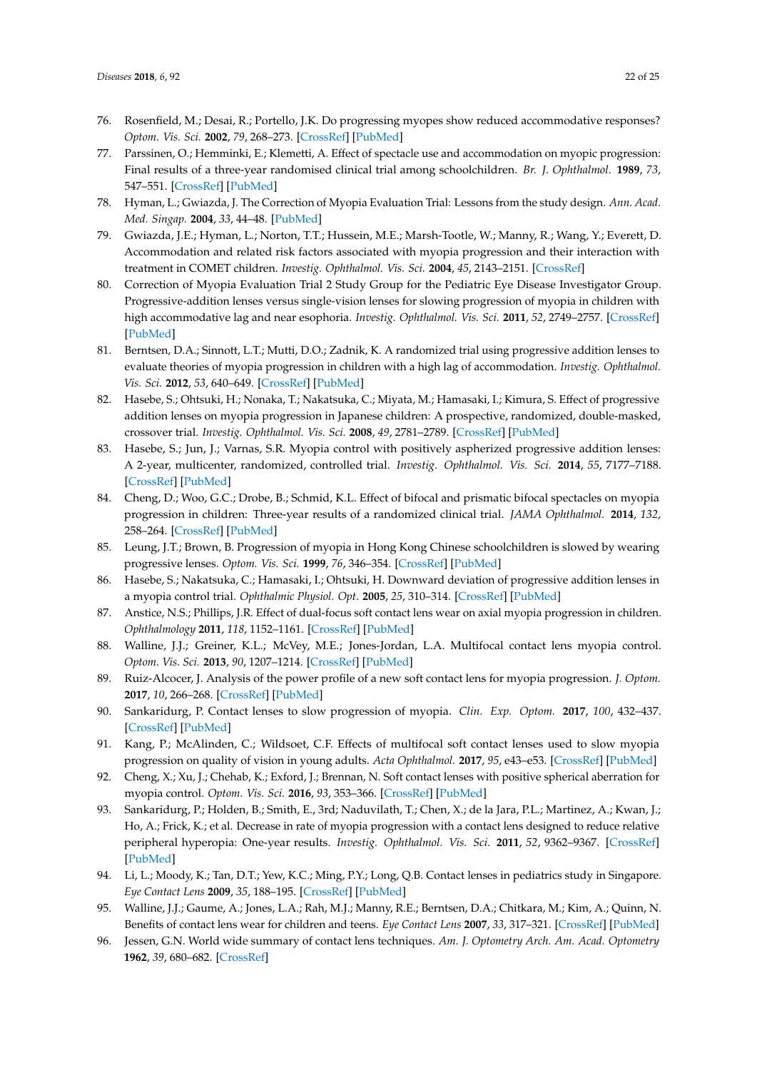76. Rosenfield, M.; Desai, R.; Portello, J.K. Do progressing myopes show reduced accommodative responses? *Optom. Vis. Sci.* **2002**, *79*, 268–273. [CrossRef] [PubMed]
77. Parssinen, O.; Hemminki, E.; Klemetti, A. Effect of spectacle use and accommodation on myopic progression: Final results of a three-year randomised clinical trial among schoolchildren. *Br. J. Ophthalmol.* **1989**, *73*, 547–551. [CrossRef] [PubMed]
78. Hyman, L.; Gwiazda, J. The Correction of Myopia Evaluation Trial: Lessons from the study design. *Ann. Acad. Med. Singap.* **2004**, *33*, 44–48. [PubMed]
79. Gwiazda, J.E.; Hyman, L.; Norton, T.T.; Hussein, M.E.; Marsh-Tootle, W.; Manny, R.; Wang, Y.; Everett, D. Accommodation and related risk factors associated with myopia progression and their interaction with treatment in COMET children. *Investig. Ophthalmol. Vis. Sci.* **2004**, *45*, 2143–2151. [CrossRef]
80. Correction of Myopia Evaluation Trial 2 Study Group for the Pediatric Eye Disease Investigator Group. Progressive-addition lenses versus single-vision lenses for slowing progression of myopia in children with high accommodative lag and near esophoria. *Investig. Ophthalmol. Vis. Sci.* **2011**, *52*, 2749–2757. [CrossRef] [PubMed]
81. Berntsen, D.A.; Sinnott, L.T.; Mutti, D.O.; Zadnik, K. A randomized trial using progressive addition lenses to evaluate theories of myopia progression in children with a high lag of accommodation. *Investig. Ophthalmol. Vis. Sci.* **2012**, *53*, 640–649. [CrossRef] [PubMed]
82. Hasebe, S.; Ohtsuki, H.; Nonaka, T.; Nakatsuka, C.; Miyata, M.; Hamasaki, I.; Kimura, S. Effect of progressive addition lenses on myopia progression in Japanese children: A prospective, randomized, double-masked, crossover trial. *Investig. Ophthalmol. Vis. Sci.* **2008**, *49*, 2781–2789. [CrossRef] [PubMed]
83. Hasebe, S.; Jun, J.; Varnas, S.R. Myopia control with positively aspherized progressive addition lenses: A 2-year, multicenter, randomized, controlled trial. *Investig. Ophthalmol. Vis. Sci.* **2014**, *55*, 7177–7188. [CrossRef] [PubMed]
84. Cheng, D.; Woo, G.C.; Drobe, B.; Schmid, K.L. Effect of bifocal and prismatic bifocal spectacles on myopia progression in children: Three-year results of a randomized clinical trial. *JAMA Ophthalmol.* **2014**, *132*, 258–264. [CrossRef] [PubMed]
85. Leung, J.T.; Brown, B. Progression of myopia in Hong Kong Chinese schoolchildren is slowed by wearing progressive lenses. *Optom. Vis. Sci.* **1999**, *76*, 346–354. [CrossRef] [PubMed]
86. Hasebe, S.; Nakatsuka, C.; Hamasaki, I.; Ohtsuki, H. Downward deviation of progressive addition lenses in a myopia control trial. *Ophthalmic Physiol. Opt.* **2005**, *25*, 310–314. [CrossRef] [PubMed]
87. Anstice, N.S.; Phillips, J.R. Effect of dual-focus soft contact lens wear on axial myopia progression in children. *Ophthalmology* **2011**, *118*, 1152–1161. [CrossRef] [PubMed]
88. Walline, J.J.; Greiner, K.L.; McVey, M.E.; Jones-Jordan, L.A. Multifocal contact lens myopia control. *Optom. Vis. Sci.* **2013**, *90*, 1207–1214. [CrossRef] [PubMed]
89. Ruiz-Alcocer, J. Analysis of the power profile of a new soft contact lens for myopia progression. *J. Optom.* **2017**, *10*, 266–268. [CrossRef] [PubMed]
90. Sankaridurg, P. Contact lenses to slow progression of myopia. *Clin. Exp. Optom.* **2017**, *100*, 432–437. [CrossRef] [PubMed]
91. Kang, P.; McAlinden, C.; Wildsoet, C.F. Effects of multifocal soft contact lenses used to slow myopia progression on quality of vision in young adults. *Acta Ophthalmol.* **2017**, *95*, e43–e53. [CrossRef] [PubMed]
92. Cheng, X.; Xu, J.; Chehab, K.; Exford, J.; Brennan, N. Soft contact lenses with positive spherical aberration for myopia control. *Optom. Vis. Sci.* **2016**, *93*, 353–366. [CrossRef] [PubMed]
93. Sankaridurg, P.; Holden, B.; Smith, E., 3rd; Naduvilath, T.; Chen, X.; de la Jara, P.L.; Martinez, A.; Kwan, J.; Ho, A.; Frick, K.; et al. Decrease in rate of myopia progression with a contact lens designed to reduce relative peripheral hyperopia: One-year results. *Investig. Ophthalmol. Vis. Sci.* **2011**, *52*, 9362–9367. [CrossRef] [PubMed]
94. Li, L.; Moody, K.; Tan, D.T.; Yew, K.C.; Ming, P.Y.; Long, Q.B. Contact lenses in pediatrics study in Singapore. *Eye Contact Lens* **2009**, *35*, 188–195. [CrossRef] [PubMed]
95. Walline, J.J.; Gaume, A.; Jones, L.A.; Rah, M.J.; Manny, R.E.; Berntsen, D.A.; Chitkara, M.; Kim, A.; Quinn, N. Benefits of contact lens wear for children and teens. *Eye Contact Lens* **2007**, *33*, 317–321. [CrossRef] [PubMed]
96. Jessen, G.N. World wide summary of contact lens techniques. *Am. J. Optometry Arch. Am. Acad. Optometry* **1962**, *39*, 680–682. [CrossRef]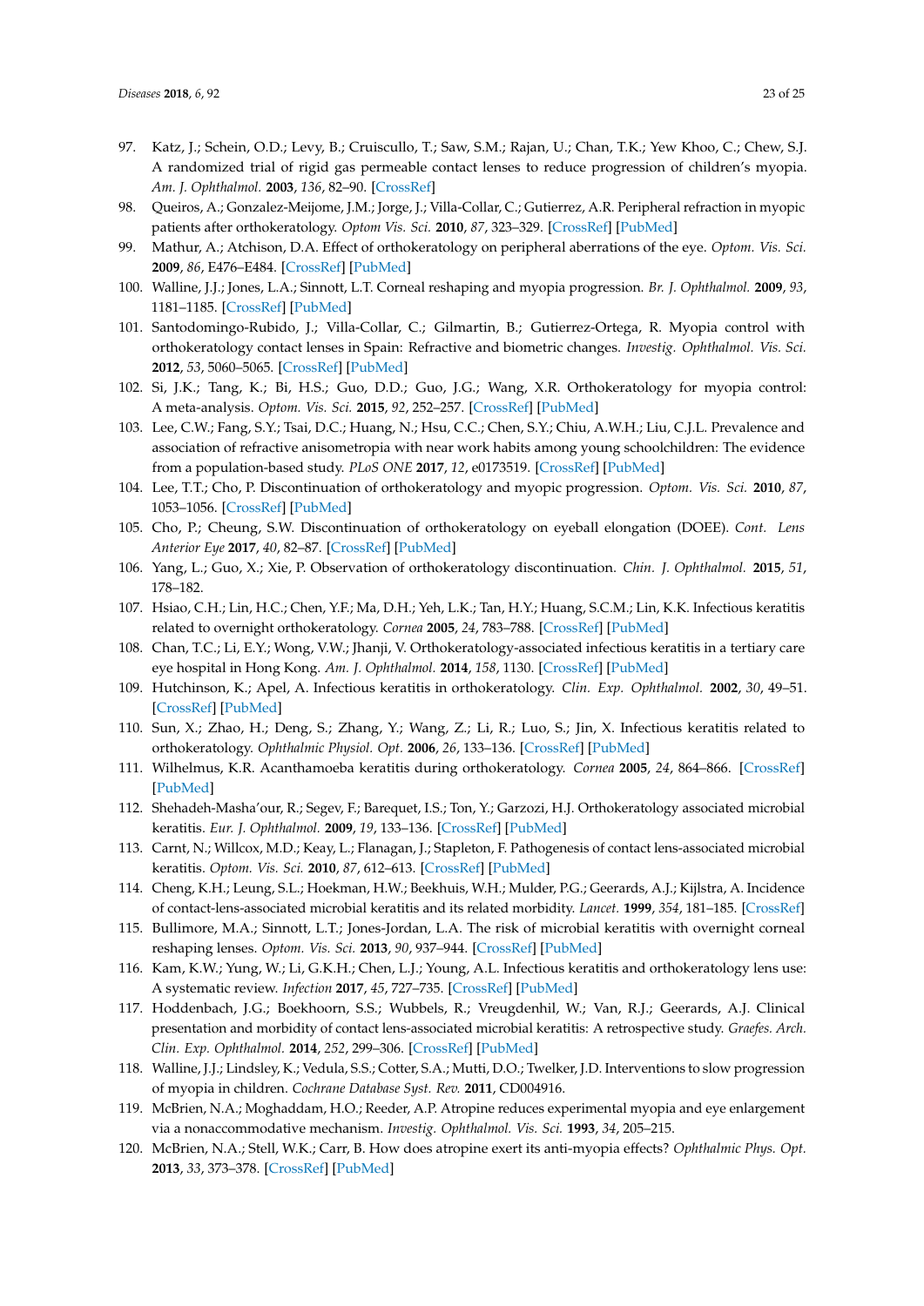97. Katz, J.; Schein, O.D.; Levy, B.; Cruiscullo, T.; Saw, S.M.; Rajan, U.; Chan, T.K.; Yew Khoo, C.; Chew, S.J. A randomized trial of rigid gas permeable contact lenses to reduce progression of children's myopia. *Am. J. Ophthalmol.* **2003**, *136*, 82–90. [CrossRef]
98. Queiros, A.; Gonzalez-Meijome, J.M.; Jorge, J.; Villa-Collar, C.; Gutierrez, A.R. Peripheral refraction in myopic patients after orthokeratology. *Optom Vis. Sci.* **2010**, *87*, 323–329. [CrossRef] [PubMed]
99. Mathur, A.; Atchison, D.A. Effect of orthokeratology on peripheral aberrations of the eye. *Optom. Vis. Sci.* **2009**, *86*, E476–E484. [CrossRef] [PubMed]
100. Walline, J.J.; Jones, L.A.; Sinnott, L.T. Corneal reshaping and myopia progression. *Br. J. Ophthalmol.* **2009**, *93*, 1181–1185. [CrossRef] [PubMed]
101. Santodomingo-Rubido, J.; Villa-Collar, C.; Gilmartin, B.; Gutierrez-Ortega, R. Myopia control with orthokeratology contact lenses in Spain: Refractive and biometric changes. *Investig. Ophthalmol. Vis. Sci.* **2012**, *53*, 5060–5065. [CrossRef] [PubMed]
102. Si, J.K.; Tang, K.; Bi, H.S.; Guo, D.D.; Guo, J.G.; Wang, X.R. Orthokeratology for myopia control: A meta-analysis. *Optom. Vis. Sci.* **2015**, *92*, 252–257. [CrossRef] [PubMed]
103. Lee, C.W.; Fang, S.Y.; Tsai, D.C.; Huang, N.; Hsu, C.C.; Chen, S.Y.; Chiu, A.W.H.; Liu, C.J.L. Prevalence and association of refractive anisometropia with near work habits among young schoolchildren: The evidence from a population-based study. *PLoS ONE* **2017**, *12*, e0173519. [CrossRef] [PubMed]
104. Lee, T.T.; Cho, P. Discontinuation of orthokeratology and myopic progression. *Optom. Vis. Sci.* **2010**, *87*, 1053–1056. [CrossRef] [PubMed]
105. Cho, P.; Cheung, S.W. Discontinuation of orthokeratology on eyeball elongation (DOEE). *Cont. Lens Anterior Eye* **2017**, *40*, 82–87. [CrossRef] [PubMed]
106. Yang, L.; Guo, X.; Xie, P. Observation of orthokeratology discontinuation. *Chin. J. Ophthalmol.* **2015**, *51*, 178–182.
107. Hsiao, C.H.; Lin, H.C.; Chen, Y.F.; Ma, D.H.; Yeh, L.K.; Tan, H.Y.; Huang, S.C.M.; Lin, K.K. Infectious keratitis related to overnight orthokeratology. *Cornea* **2005**, *24*, 783–788. [CrossRef] [PubMed]
108. Chan, T.C.; Li, E.Y.; Wong, V.W.; Jhanji, V. Orthokeratology-associated infectious keratitis in a tertiary care eye hospital in Hong Kong. *Am. J. Ophthalmol.* **2014**, *158*, 1130. [CrossRef] [PubMed]
109. Hutchinson, K.; Apel, A. Infectious keratitis in orthokeratology. *Clin. Exp. Ophthalmol.* **2002**, *30*, 49–51. [CrossRef] [PubMed]
110. Sun, X.; Zhao, H.; Deng, S.; Zhang, Y.; Wang, Z.; Li, R.; Luo, S.; Jin, X. Infectious keratitis related to orthokeratology. *Ophthalmic Physiol. Opt.* **2006**, *26*, 133–136. [CrossRef] [PubMed]
111. Wilhelmus, K.R. Acanthamoeba keratitis during orthokeratology. *Cornea* **2005**, *24*, 864–866. [CrossRef] [PubMed]
112. Shehadeh-Masha'our, R.; Segev, F.; Barequet, I.S.; Ton, Y.; Garzozi, H.J. Orthokeratology associated microbial keratitis. *Eur. J. Ophthalmol.* **2009**, *19*, 133–136. [CrossRef] [PubMed]
113. Carnt, N.; Willcox, M.D.; Keay, L.; Flanagan, J.; Stapleton, F. Pathogenesis of contact lens-associated microbial keratitis. *Optom. Vis. Sci.* **2010**, *87*, 612–613. [CrossRef] [PubMed]
114. Cheng, K.H.; Leung, S.L.; Hoekman, H.W.; Beekhuis, W.H.; Mulder, P.G.; Geerards, A.J.; Kijlstra, A. Incidence of contact-lens-associated microbial keratitis and its related morbidity. *Lancet.* **1999**, *354*, 181–185. [CrossRef]
115. Bullimore, M.A.; Sinnott, L.T.; Jones-Jordan, L.A. The risk of microbial keratitis with overnight corneal reshaping lenses. *Optom. Vis. Sci.* **2013**, *90*, 937–944. [CrossRef] [PubMed]
116. Kam, K.W.; Yung, W.; Li, G.K.H.; Chen, L.J.; Young, A.L. Infectious keratitis and orthokeratology lens use: A systematic review. *Infection* **2017**, *45*, 727–735. [CrossRef] [PubMed]
117. Hoddenbach, J.G.; Boekhoorn, S.S.; Wubbels, R.; Vreugdenhil, W.; Van, R.J.; Geerards, A.J. Clinical presentation and morbidity of contact lens-associated microbial keratitis: A retrospective study. *Graefes. Arch. Clin. Exp. Ophthalmol.* **2014**, *252*, 299–306. [CrossRef] [PubMed]
118. Walline, J.J.; Lindsley, K.; Vedula, S.S.; Cotter, S.A.; Mutti, D.O.; Twelker, J.D. Interventions to slow progression of myopia in children. *Cochrane Database Syst. Rev.* **2011**, CD004916.
119. McBrien, N.A.; Moghaddam, H.O.; Reeder, A.P. Atropine reduces experimental myopia and eye enlargement via a nonaccommodative mechanism. *Investig. Ophthalmol. Vis. Sci.* **1993**, *34*, 205–215.
120. McBrien, N.A.; Stell, W.K.; Carr, B. How does atropine exert its anti-myopia effects? *Ophthalmic Phys. Opt.* **2013**, *33*, 373–378. [CrossRef] [PubMed]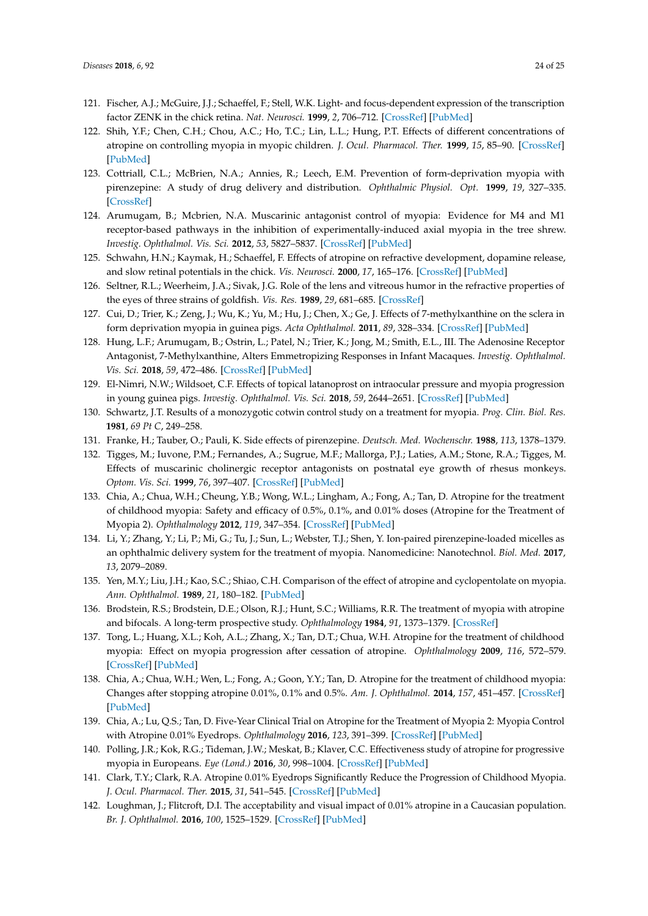121. Fischer, A.J.; McGuire, J.J.; Schaeffel, F.; Stell, W.K. Light- and focus-dependent expression of the transcription factor ZENK in the chick retina. *Nat. Neurosci.* **1999**, *2*, 706–712. [CrossRef] [PubMed]
122. Shih, Y.F.; Chen, C.H.; Chou, A.C.; Ho, T.C.; Lin, L.L.; Hung, P.T. Effects of different concentrations of atropine on controlling myopia in myopic children. *J. Ocul. Pharmacol. Ther.* **1999**, *15*, 85–90. [CrossRef] [PubMed]
123. Cottriall, C.L.; McBrien, N.A.; Annies, R.; Leech, E.M. Prevention of form-deprivation myopia with pirenzepine: A study of drug delivery and distribution. *Ophthalmic Physiol. Opt.* **1999**, *19*, 327–335. [CrossRef]
124. Arumugam, B.; Mcbrien, N.A. Muscarinic antagonist control of myopia: Evidence for M4 and M1 receptor-based pathways in the inhibition of experimentally-induced axial myopia in the tree shrew. *Investig. Ophthalmol. Vis. Sci.* **2012**, *53*, 5827–5837. [CrossRef] [PubMed]
125. Schwahn, H.N.; Kaymak, H.; Schaeffel, F. Effects of atropine on refractive development, dopamine release, and slow retinal potentials in the chick. *Vis. Neurosci.* **2000**, *17*, 165–176. [CrossRef] [PubMed]
126. Seltner, R.L.; Weerheim, J.A.; Sivak, J.G. Role of the lens and vitreous humor in the refractive properties of the eyes of three strains of goldfish. *Vis. Res.* **1989**, *29*, 681–685. [CrossRef]
127. Cui, D.; Trier, K.; Zeng, J.; Wu, K.; Yu, M.; Hu, J.; Chen, X.; Ge, J. Effects of 7-methylxanthine on the sclera in form deprivation myopia in guinea pigs. *Acta Ophthalmol.* **2011**, *89*, 328–334. [CrossRef] [PubMed]
128. Hung, L.F.; Arumugam, B.; Ostrin, L.; Patel, N.; Trier, K.; Jong, M.; Smith, E.L., III. The Adenosine Receptor Antagonist, 7-Methylxanthine, Alters Emmetropizing Responses in Infant Macaques. *Investig. Ophthalmol. Vis. Sci.* **2018**, *59*, 472–486. [CrossRef] [PubMed]
129. El-Nimri, N.W.; Wildsoet, C.F. Effects of topical latanoprost on intraocular pressure and myopia progression in young guinea pigs. *Investig. Ophthalmol. Vis. Sci.* **2018**, *59*, 2644–2651. [CrossRef] [PubMed]
130. Schwartz, J.T. Results of a monozygotic cotwin control study on a treatment for myopia. *Prog. Clin. Biol. Res.* **1981**, *69 Pt C*, 249–258.
131. Franke, H.; Tauber, O.; Pauli, K. Side effects of pirenzepine. *Deutsch. Med. Wochenschr.* **1988**, *113*, 1378–1379.
132. Tigges, M.; Iuvone, P.M.; Fernandes, A.; Sugrue, M.F.; Mallorga, P.J.; Laties, A.M.; Stone, R.A.; Tigges, M. Effects of muscarinic cholinergic receptor antagonists on postnatal eye growth of rhesus monkeys. *Optom. Vis. Sci.* **1999**, *76*, 397–407. [CrossRef] [PubMed]
133. Chia, A.; Chua, W.H.; Cheung, Y.B.; Wong, W.L.; Lingham, A.; Fong, A.; Tan, D. Atropine for the treatment of childhood myopia: Safety and efficacy of 0.5%, 0.1%, and 0.01% doses (Atropine for the Treatment of Myopia 2). *Ophthalmology* **2012**, *119*, 347–354. [CrossRef] [PubMed]
134. Li, Y.; Zhang, Y.; Li, P.; Mi, G.; Tu, J.; Sun, L.; Webster, T.J.; Shen, Y. Ion-paired pirenzepine-loaded micelles as an ophthalmic delivery system for the treatment of myopia. Nanomedicine: Nanotechnol. *Biol. Med.* **2017**, *13*, 2079–2089.
135. Yen, M.Y.; Liu, J.H.; Kao, S.C.; Shiao, C.H. Comparison of the effect of atropine and cyclopentolate on myopia. *Ann. Ophthalmol.* **1989**, *21*, 180–182. [PubMed]
136. Brodstein, R.S.; Brodstein, D.E.; Olson, R.J.; Hunt, S.C.; Williams, R.R. The treatment of myopia with atropine and bifocals. A long-term prospective study. *Ophthalmology* **1984**, *91*, 1373–1379. [CrossRef]
137. Tong, L.; Huang, X.L.; Koh, A.L.; Zhang, X.; Tan, D.T.; Chua, W.H. Atropine for the treatment of childhood myopia: Effect on myopia progression after cessation of atropine. *Ophthalmology* **2009**, *116*, 572–579. [CrossRef] [PubMed]
138. Chia, A.; Chua, W.H.; Wen, L.; Fong, A.; Goon, Y.Y.; Tan, D. Atropine for the treatment of childhood myopia: Changes after stopping atropine 0.01%, 0.1% and 0.5%. *Am. J. Ophthalmol.* **2014**, *157*, 451–457. [CrossRef] [PubMed]
139. Chia, A.; Lu, Q.S.; Tan, D. Five-Year Clinical Trial on Atropine for the Treatment of Myopia 2: Myopia Control with Atropine 0.01% Eyedrops. *Ophthalmology* **2016**, *123*, 391–399. [CrossRef] [PubMed]
140. Polling, J.R.; Kok, R.G.; Tideman, J.W.; Meskat, B.; Klaver, C.C. Effectiveness study of atropine for progressive myopia in Europeans. *Eye (Lond.)* **2016**, *30*, 998–1004. [CrossRef] [PubMed]
141. Clark, T.Y.; Clark, R.A. Atropine 0.01% Eyedrops Significantly Reduce the Progression of Childhood Myopia. *J. Ocul. Pharmacol. Ther.* **2015**, *31*, 541–545. [CrossRef] [PubMed]
142. Loughman, J.; Flitcroft, D.I. The acceptability and visual impact of 0.01% atropine in a Caucasian population. *Br. J. Ophthalmol.* **2016**, *100*, 1525–1529. [CrossRef] [PubMed]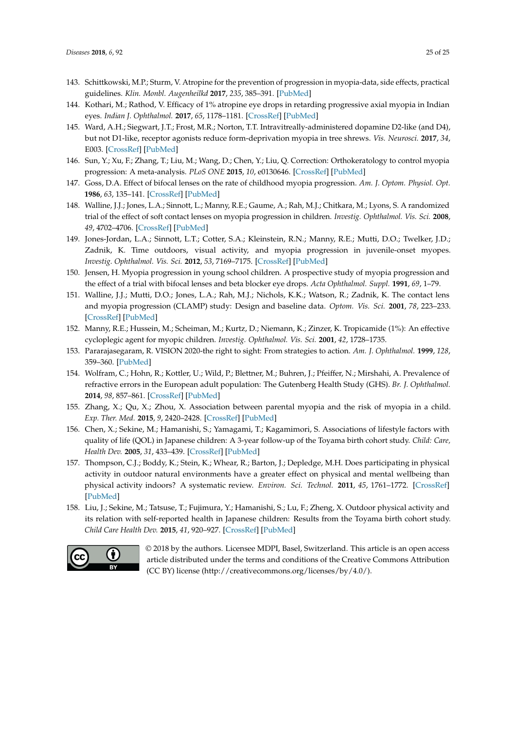143. Schittkowski, M.P.; Sturm, V. Atropine for the prevention of progression in myopia-data, side effects, practical guidelines. *Klin. Monbl. Augenheilkd* **2017**, *235*, 385–391. [PubMed]
144. Kothari, M.; Rathod, V. Efficacy of 1% atropine eye drops in retarding progressive axial myopia in Indian eyes. *Indian J. Ophthalmol.* **2017**, *65*, 1178–1181. [CrossRef] [PubMed]
145. Ward, A.H.; Siegwart, J.T.; Frost, M.R.; Norton, T.T. Intravitreally-administered dopamine D2-like (and D4), but not D1-like, receptor agonists reduce form-deprivation myopia in tree shrews. *Vis. Neurosci.* **2017**, *34*, E003. [CrossRef] [PubMed]
146. Sun, Y.; Xu, F.; Zhang, T.; Liu, M.; Wang, D.; Chen, Y.; Liu, Q. Correction: Orthokeratology to control myopia progression: A meta-analysis. *PLoS ONE* **2015**, *10*, e0130646. [CrossRef] [PubMed]
147. Goss, D.A. Effect of bifocal lenses on the rate of childhood myopia progression. *Am. J. Optom. Physiol. Opt.* **1986**, *63*, 135–141. [CrossRef] [PubMed]
148. Walline, J.J.; Jones, L.A.; Sinnott, L.; Manny, R.E.; Gaume, A.; Rah, M.J.; Chitkara, M.; Lyons, S. A randomized trial of the effect of soft contact lenses on myopia progression in children. *Investig. Ophthalmol. Vis. Sci.* **2008**, *49*, 4702–4706. [CrossRef] [PubMed]
149. Jones-Jordan, L.A.; Sinnott, L.T.; Cotter, S.A.; Kleinstein, R.N.; Manny, R.E.; Mutti, D.O.; Twelker, J.D.; Zadnik, K. Time outdoors, visual activity, and myopia progression in juvenile-onset myopes. *Investig. Ophthalmol. Vis. Sci.* **2012**, *53*, 7169–7175. [CrossRef] [PubMed]
150. Jensen, H. Myopia progression in young school children. A prospective study of myopia progression and the effect of a trial with bifocal lenses and beta blocker eye drops. *Acta Ophthalmol. Suppl.* **1991**, *69*, 1–79.
151. Walline, J.J.; Mutti, D.O.; Jones, L.A.; Rah, M.J.; Nichols, K.K.; Watson, R.; Zadnik, K. The contact lens and myopia progression (CLAMP) study: Design and baseline data. *Optom. Vis. Sci.* **2001**, *78*, 223–233. [CrossRef] [PubMed]
152. Manny, R.E.; Hussein, M.; Scheiman, M.; Kurtz, D.; Niemann, K.; Zinzer, K. Tropicamide (1%): An effective cycloplegic agent for myopic children. *Investig. Ophthalmol. Vis. Sci.* **2001**, *42*, 1728–1735.
153. Pararajasegaram, R. VISION 2020-the right to sight: From strategies to action. *Am. J. Ophthalmol.* **1999**, *128*, 359–360. [PubMed]
154. Wolfram, C.; Hohn, R.; Kottler, U.; Wild, P.; Blettner, M.; Buhren, J.; Pfeiffer, N.; Mirshahi, A. Prevalence of refractive errors in the European adult population: The Gutenberg Health Study (GHS). *Br. J. Ophthalmol.* **2014**, *98*, 857–861. [CrossRef] [PubMed]
155. Zhang, X.; Qu, X.; Zhou, X. Association between parental myopia and the risk of myopia in a child. *Exp. Ther. Med.* **2015**, *9*, 2420–2428. [CrossRef] [PubMed]
156. Chen, X.; Sekine, M.; Hamanishi, S.; Yamagami, T.; Kagamimori, S. Associations of lifestyle factors with quality of life (QOL) in Japanese children: A 3-year follow-up of the Toyama birth cohort study. *Child: Care, Health Dev.* **2005**, *31*, 433–439. [CrossRef] [PubMed]
157. Thompson, C.J.; Boddy, K.; Stein, K.; Whear, R.; Barton, J.; Depledge, M.H. Does participating in physical activity in outdoor natural environments have a greater effect on physical and mental wellbeing than physical activity indoors? A systematic review. *Environ. Sci. Technol.* **2011**, *45*, 1761–1772. [CrossRef] [PubMed]
158. Liu, J.; Sekine, M.; Tatsuse, T.; Fujimura, Y.; Hamanishi, S.; Lu, F.; Zheng, X. Outdoor physical activity and its relation with self-reported health in Japanese children: Results from the Toyama birth cohort study. *Child Care Health Dev.* **2015**, *41*, 920–927. [CrossRef] [PubMed]

© 2018 by the authors. Licensee MDPI, Basel, Switzerland. This article is an open access article distributed under the terms and conditions of the Creative Commons Attribution (CC BY) license (http://creativecommons.org/licenses/by/4.0/).